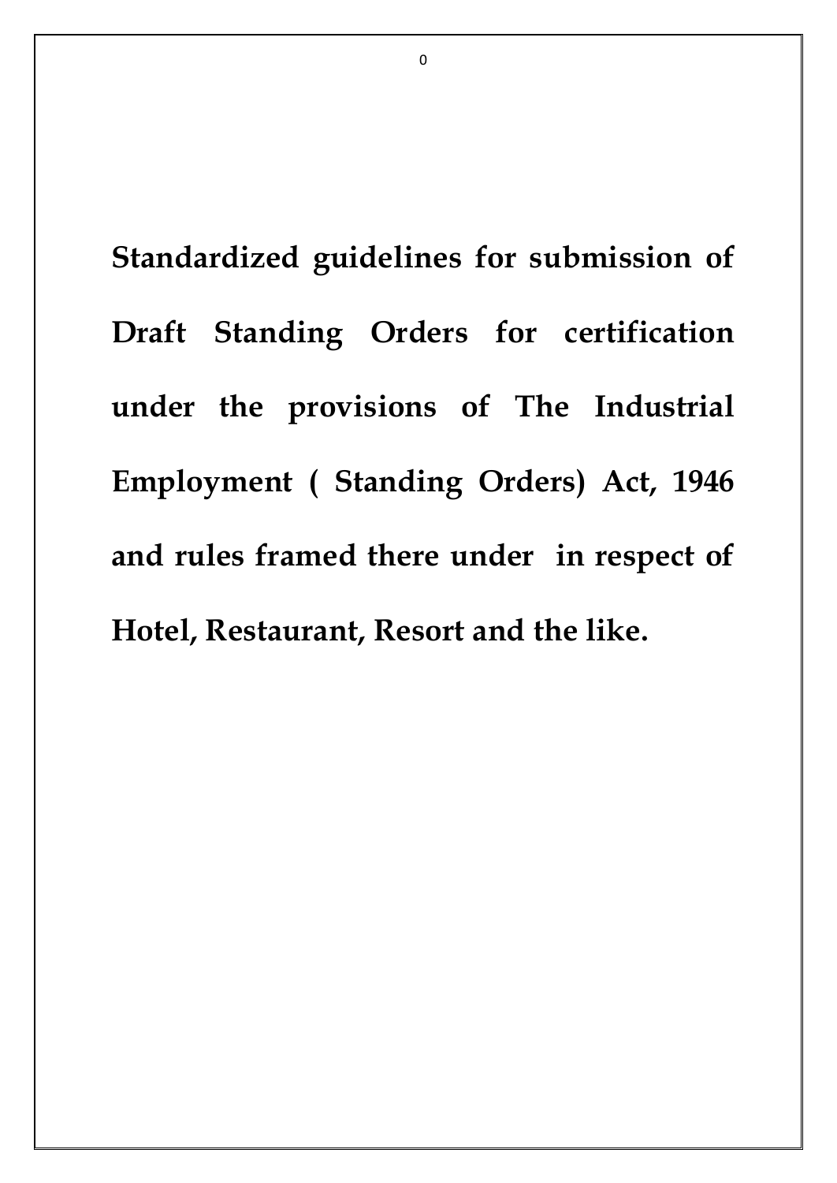# Standardized guidelines for submission of Draft Standing Orders for certification under the provisions of The Industrial Employment ( Standing Orders) Act, 1946 and rules framed there under in respect of Hotel, Restaurant, Resort and the like.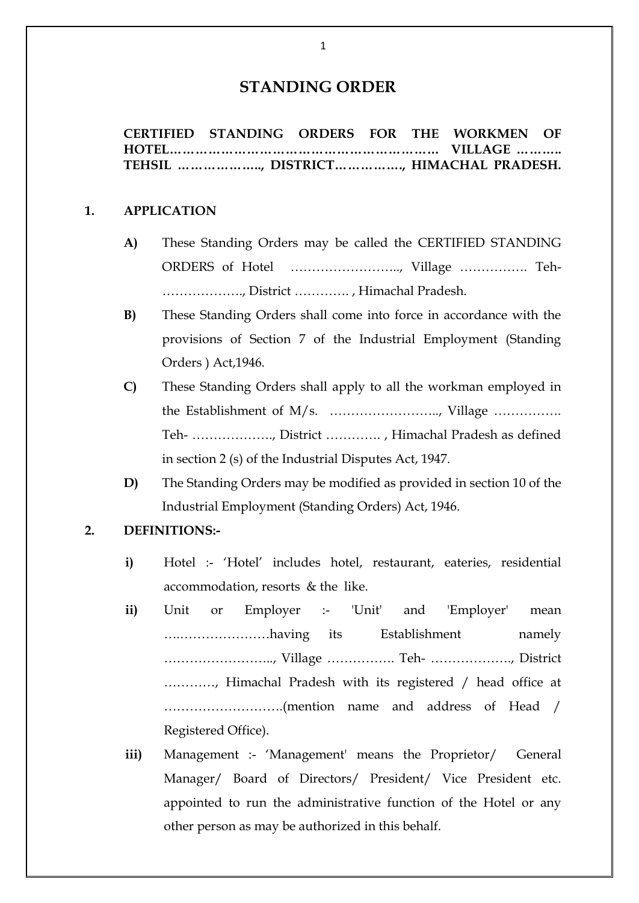# STANDING ORDER

**CERTIFIED STANDING ORDERS FOR THE WORKMEN OF HOTEL……………………………………………………… VILLAGE ………. TEHSIL ……………….., DISTRICT……………., HIMACHAL PRADESH.**

## 1. APPLICATION

**A)** These Standing Orders may be called the CERTIFIED STANDING ORDERS of Hotel …………………….., Village ……………. Teh- ………………., District …………. , Himachal Pradesh.

**B)** These Standing Orders shall come into force in accordance with the provisions of Section 7 of the Industrial Employment (Standing Orders ) Act,1946.

**C)** These Standing Orders shall apply to all the workman employed in the Establishment of M/s. …………………….., Village ……………. Teh- ………………., District …………. , Himachal Pradesh as defined in section 2 (s) of the Industrial Disputes Act, 1947.

**D)** The Standing Orders may be modified as provided in section 10 of the Industrial Employment (Standing Orders) Act, 1946.

## 2. DEFINITIONS:-

**i)** Hotel :- 'Hotel' includes hotel, restaurant, eateries, residential accommodation, resorts & the like.

**ii)** Unit or Employer :- 'Unit' and 'Employer' mean ….…………………having its Establishment namely …………………….., Village ……………. Teh- ………………., District …………, Himachal Pradesh with its registered / head office at ……………………….(mention name and address of Head / Registered Office).

**iii)** Management :- 'Management' means the Proprietor/ General Manager/ Board of Directors/ President/ Vice President etc. appointed to run the administrative function of the Hotel or any other person as may be authorized in this behalf.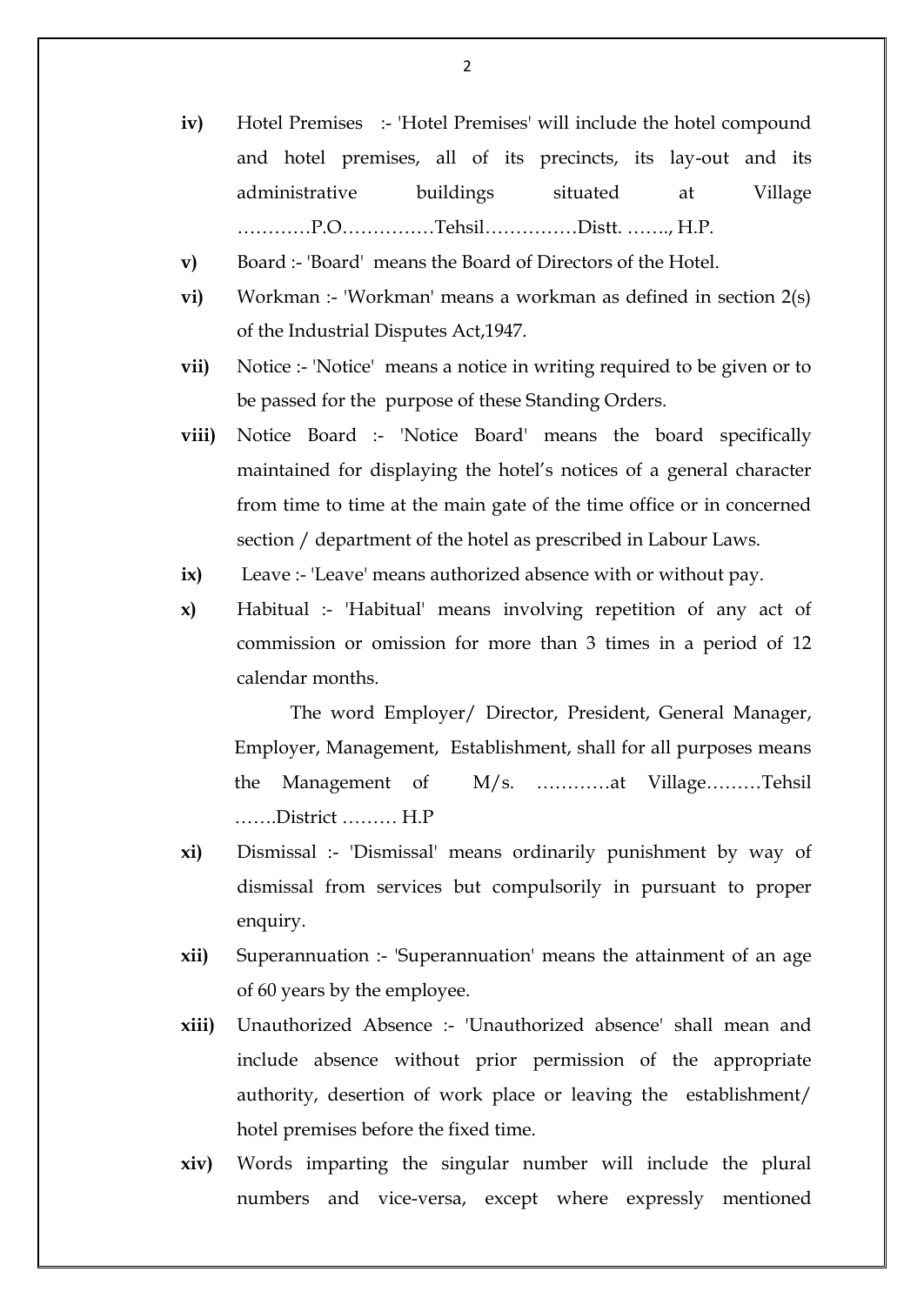**iv)** Hotel Premises :- 'Hotel Premises' will include the hotel compound and hotel premises, all of its precincts, its lay-out and its administrative buildings situated at Village …………P.O……………Tehsil……………Distt. ……., H.P.

**v)** Board :- 'Board' means the Board of Directors of the Hotel.

**vi)** Workman :- 'Workman' means a workman as defined in section 2(s) of the Industrial Disputes Act,1947.

**vii)** Notice :- 'Notice' means a notice in writing required to be given or to be passed for the purpose of these Standing Orders.

**viii)** Notice Board :- 'Notice Board' means the board specifically maintained for displaying the hotel's notices of a general character from time to time at the main gate of the time office or in concerned section / department of the hotel as prescribed in Labour Laws.

**ix)** Leave :- 'Leave' means authorized absence with or without pay.

**x)** Habitual :- 'Habitual' means involving repetition of any act of commission or omission for more than 3 times in a period of 12 calendar months.

The word Employer/ Director, President, General Manager, Employer, Management, Establishment, shall for all purposes means the Management of M/s. …………at Village………Tehsil …….District ……… H.P

**xi)** Dismissal :- 'Dismissal' means ordinarily punishment by way of dismissal from services but compulsorily in pursuant to proper enquiry.

**xii)** Superannuation :- 'Superannuation' means the attainment of an age of 60 years by the employee.

**xiii)** Unauthorized Absence :- 'Unauthorized absence' shall mean and include absence without prior permission of the appropriate authority, desertion of work place or leaving the establishment/ hotel premises before the fixed time.

**xiv)** Words imparting the singular number will include the plural numbers and vice-versa, except where expressly mentioned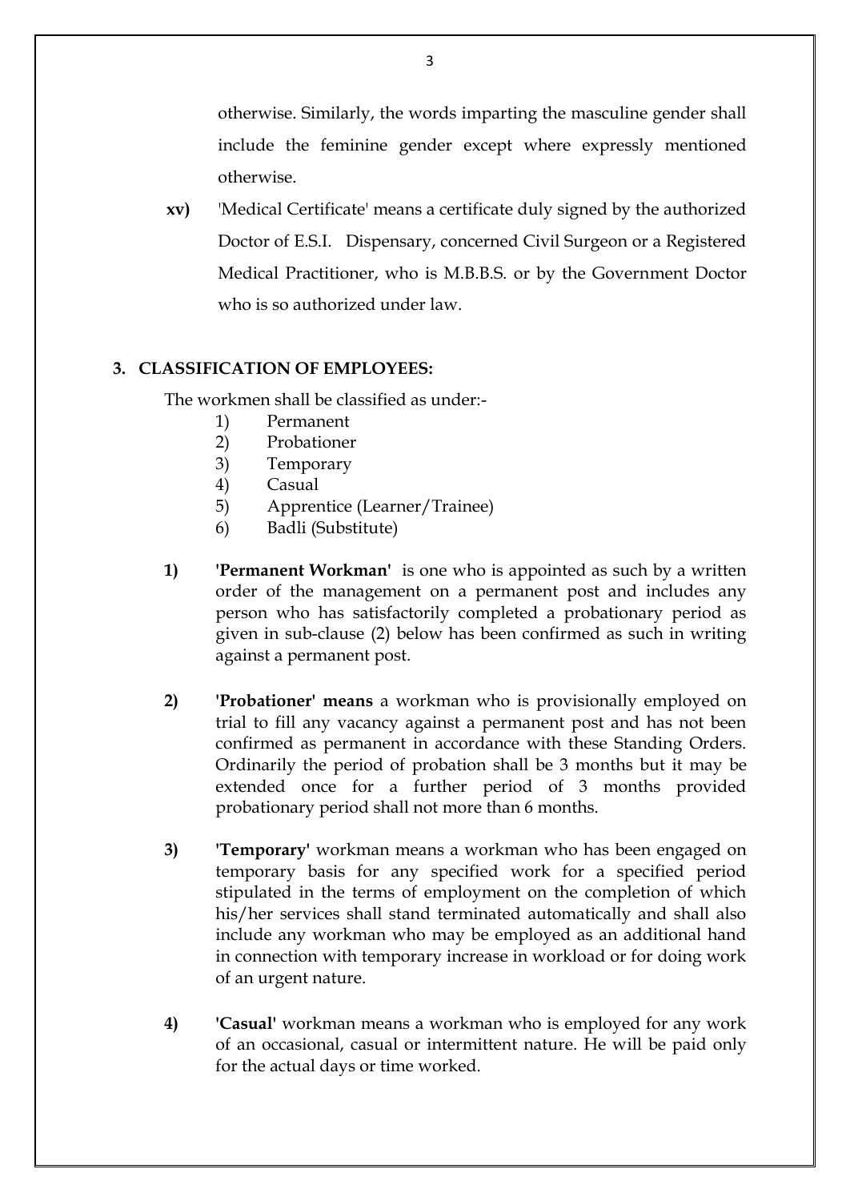otherwise. Similarly, the words imparting the masculine gender shall include the feminine gender except where expressly mentioned otherwise.

**xv)** 'Medical Certificate' means a certificate duly signed by the authorized Doctor of E.S.I. Dispensary, concerned Civil Surgeon or a Registered Medical Practitioner, who is M.B.B.S. or by the Government Doctor who is so authorized under law.

## 3. CLASSIFICATION OF EMPLOYEES:

The workmen shall be classified as under:-

1) Permanent
2) Probationer
3) Temporary
4) Casual
5) Apprentice (Learner/Trainee)
6) Badli (Substitute)

**1)** **'Permanent Workman'** is one who is appointed as such by a written order of the management on a permanent post and includes any person who has satisfactorily completed a probationary period as given in sub-clause (2) below has been confirmed as such in writing against a permanent post.

**2)** **'Probationer' means** a workman who is provisionally employed on trial to fill any vacancy against a permanent post and has not been confirmed as permanent in accordance with these Standing Orders. Ordinarily the period of probation shall be 3 months but it may be extended once for a further period of 3 months provided probationary period shall not more than 6 months.

**3)** **'Temporary'** workman means a workman who has been engaged on temporary basis for any specified work for a specified period stipulated in the terms of employment on the completion of which his/her services shall stand terminated automatically and shall also include any workman who may be employed as an additional hand in connection with temporary increase in workload or for doing work of an urgent nature.

**4)** **'Casual'** workman means a workman who is employed for any work of an occasional, casual or intermittent nature. He will be paid only for the actual days or time worked.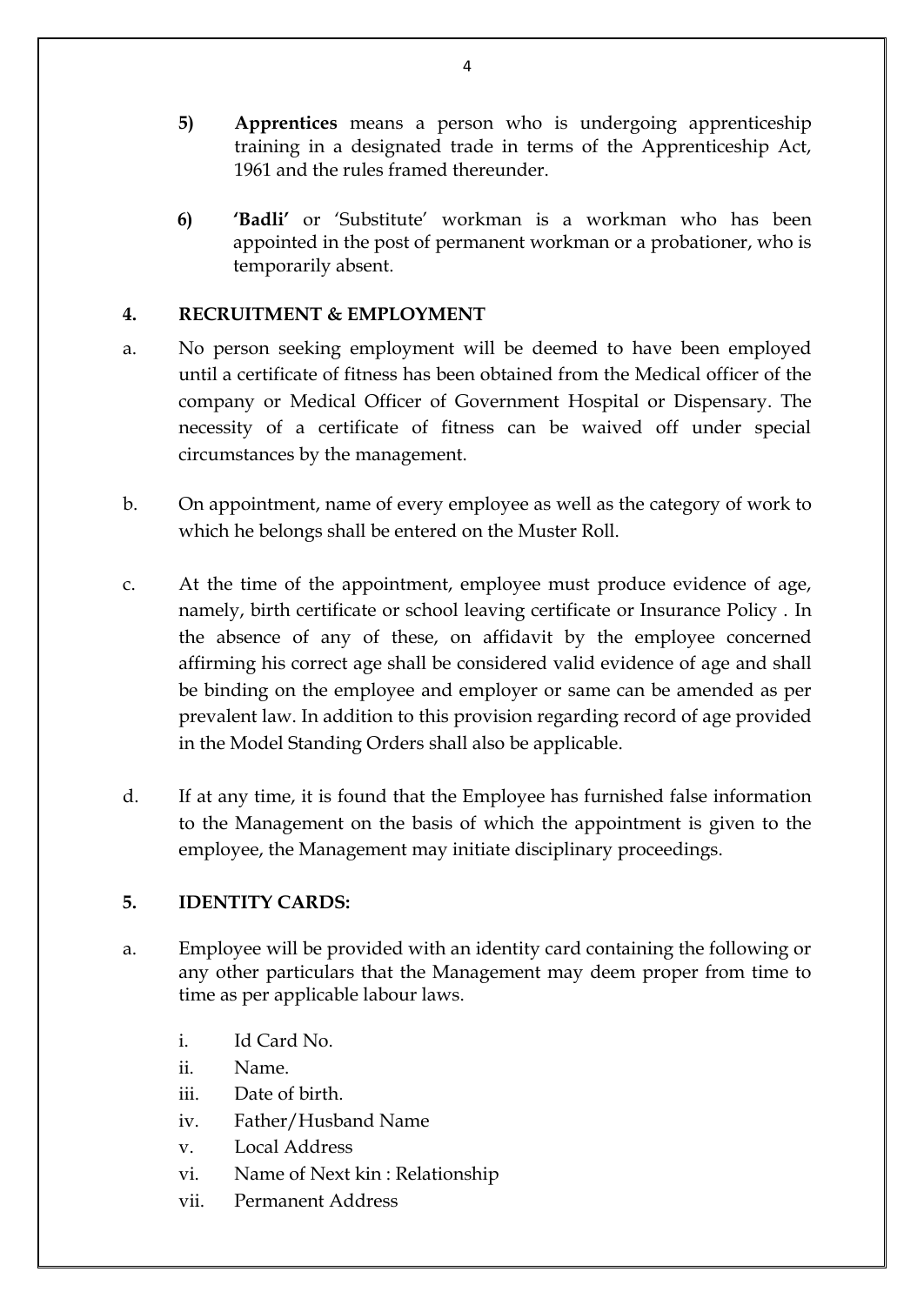5) **Apprentices** means a person who is undergoing apprenticeship training in a designated trade in terms of the Apprenticeship Act, 1961 and the rules framed thereunder.

6) **'Badli'** or 'Substitute' workman is a workman who has been appointed in the post of permanent workman or a probationer, who is temporarily absent.

## 4. RECRUITMENT & EMPLOYMENT

a. No person seeking employment will be deemed to have been employed until a certificate of fitness has been obtained from the Medical officer of the company or Medical Officer of Government Hospital or Dispensary. The necessity of a certificate of fitness can be waived off under special circumstances by the management.

b. On appointment, name of every employee as well as the category of work to which he belongs shall be entered on the Muster Roll.

c. At the time of the appointment, employee must produce evidence of age, namely, birth certificate or school leaving certificate or Insurance Policy . In the absence of any of these, on affidavit by the employee concerned affirming his correct age shall be considered valid evidence of age and shall be binding on the employee and employer or same can be amended as per prevalent law. In addition to this provision regarding record of age provided in the Model Standing Orders shall also be applicable.

d. If at any time, it is found that the Employee has furnished false information to the Management on the basis of which the appointment is given to the employee, the Management may initiate disciplinary proceedings.

## 5. IDENTITY CARDS:

a. Employee will be provided with an identity card containing the following or any other particulars that the Management may deem proper from time to time as per applicable labour laws.

   i. Id Card No.
   ii. Name.
   iii. Date of birth.
   iv. Father/Husband Name
   v. Local Address
   vi. Name of Next kin : Relationship
   vii. Permanent Address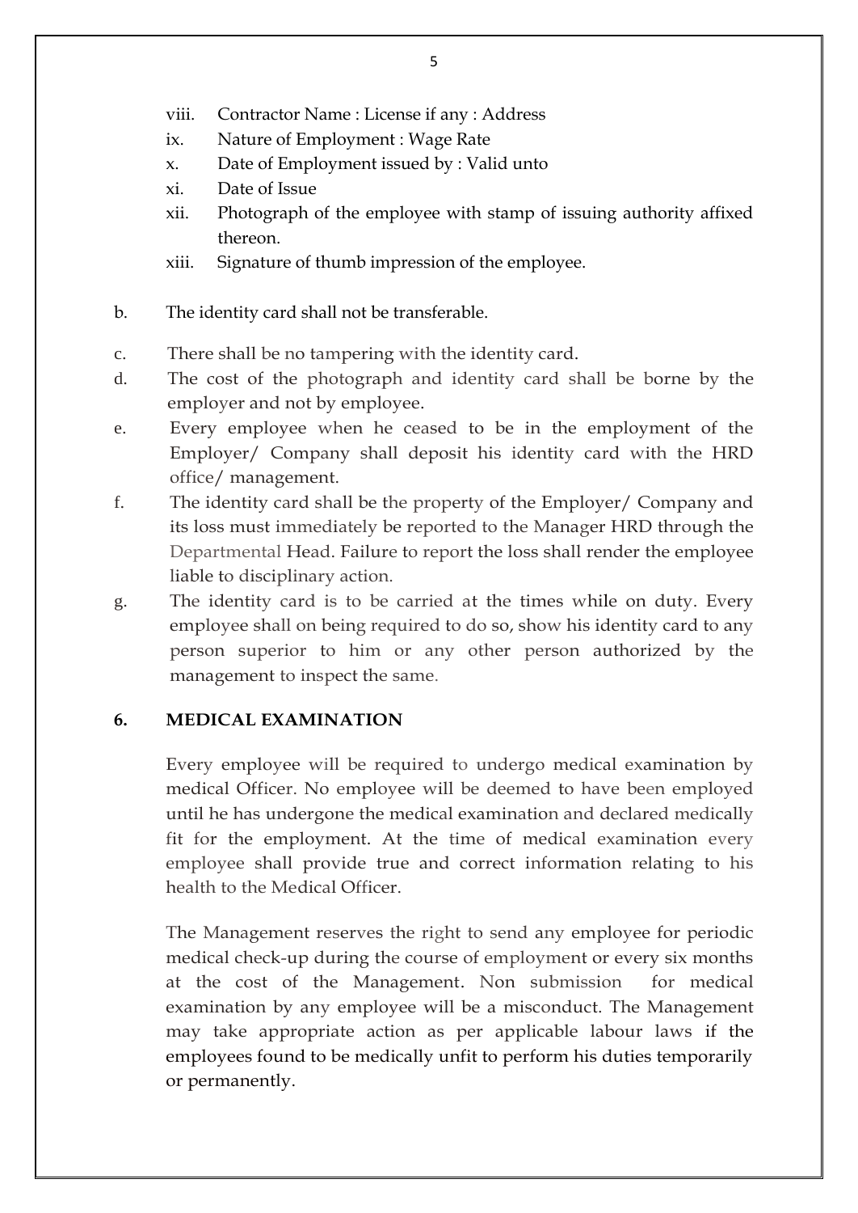viii. Contractor Name : License if any : Address

ix. Nature of Employment : Wage Rate

x. Date of Employment issued by : Valid unto

xi. Date of Issue

xii. Photograph of the employee with stamp of issuing authority affixed thereon.

xiii. Signature of thumb impression of the employee.

b. The identity card shall not be transferable.

c. There shall be no tampering with the identity card.

d. The cost of the photograph and identity card shall be borne by the employer and not by employee.

e. Every employee when he ceased to be in the employment of the Employer/ Company shall deposit his identity card with the HRD office/ management.

f. The identity card shall be the property of the Employer/ Company and its loss must immediately be reported to the Manager HRD through the Departmental Head. Failure to report the loss shall render the employee liable to disciplinary action.

g. The identity card is to be carried at the times while on duty. Every employee shall on being required to do so, show his identity card to any person superior to him or any other person authorized by the management to inspect the same.

## 6. MEDICAL EXAMINATION

Every employee will be required to undergo medical examination by medical Officer. No employee will be deemed to have been employed until he has undergone the medical examination and declared medically fit for the employment. At the time of medical examination every employee shall provide true and correct information relating to his health to the Medical Officer.

The Management reserves the right to send any employee for periodic medical check-up during the course of employment or every six months at the cost of the Management. Non submission for medical examination by any employee will be a misconduct. The Management may take appropriate action as per applicable labour laws if the employees found to be medically unfit to perform his duties temporarily or permanently.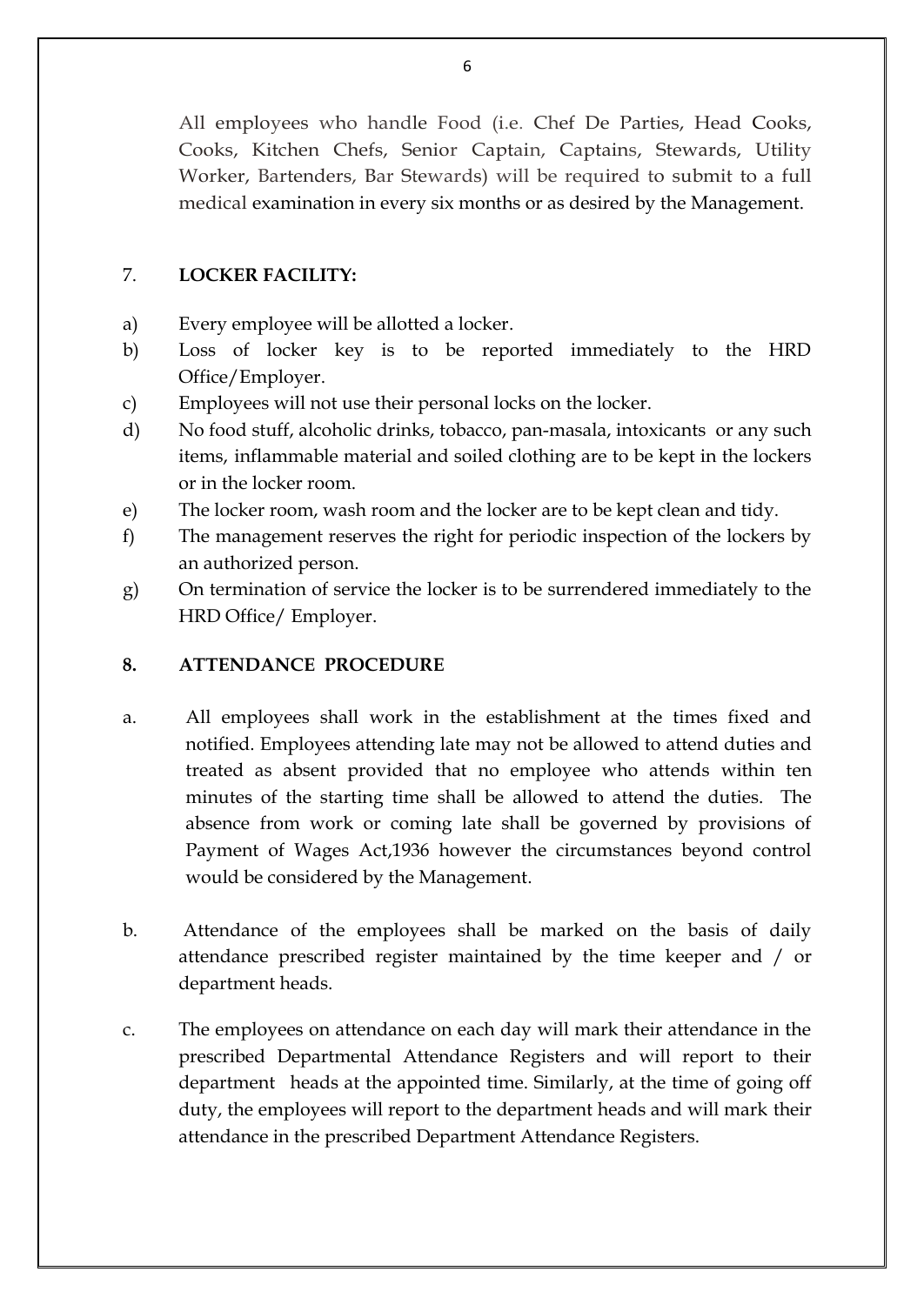All employees who handle Food (i.e. Chef De Parties, Head Cooks, Cooks, Kitchen Chefs, Senior Captain, Captains, Stewards, Utility Worker, Bartenders, Bar Stewards) will be required to submit to a full medical examination in every six months or as desired by the Management.

7. **LOCKER FACILITY:**

a) Every employee will be allotted a locker.

b) Loss of locker key is to be reported immediately to the HRD Office/Employer.

c) Employees will not use their personal locks on the locker.

d) No food stuff, alcoholic drinks, tobacco, pan-masala, intoxicants or any such items, inflammable material and soiled clothing are to be kept in the lockers or in the locker room.

e) The locker room, wash room and the locker are to be kept clean and tidy.

f) The management reserves the right for periodic inspection of the lockers by an authorized person.

g) On termination of service the locker is to be surrendered immediately to the HRD Office/ Employer.

**8. ATTENDANCE PROCEDURE**

a. All employees shall work in the establishment at the times fixed and notified. Employees attending late may not be allowed to attend duties and treated as absent provided that no employee who attends within ten minutes of the starting time shall be allowed to attend the duties. The absence from work or coming late shall be governed by provisions of Payment of Wages Act,1936 however the circumstances beyond control would be considered by the Management.

b. Attendance of the employees shall be marked on the basis of daily attendance prescribed register maintained by the time keeper and / or department heads.

c. The employees on attendance on each day will mark their attendance in the prescribed Departmental Attendance Registers and will report to their department heads at the appointed time. Similarly, at the time of going off duty, the employees will report to the department heads and will mark their attendance in the prescribed Department Attendance Registers.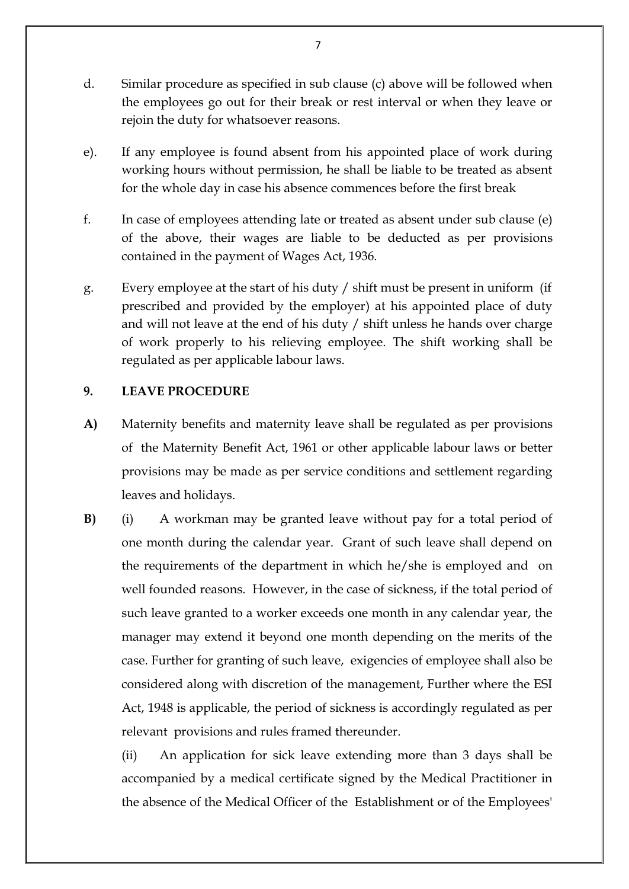d. Similar procedure as specified in sub clause (c) above will be followed when the employees go out for their break or rest interval or when they leave or rejoin the duty for whatsoever reasons.

e). If any employee is found absent from his appointed place of work during working hours without permission, he shall be liable to be treated as absent for the whole day in case his absence commences before the first break

f. In case of employees attending late or treated as absent under sub clause (e) of the above, their wages are liable to be deducted as per provisions contained in the payment of Wages Act, 1936.

g. Every employee at the start of his duty / shift must be present in uniform (if prescribed and provided by the employer) at his appointed place of duty and will not leave at the end of his duty / shift unless he hands over charge of work properly to his relieving employee. The shift working shall be regulated as per applicable labour laws.

**9. LEAVE PROCEDURE**

**A)** Maternity benefits and maternity leave shall be regulated as per provisions of the Maternity Benefit Act, 1961 or other applicable labour laws or better provisions may be made as per service conditions and settlement regarding leaves and holidays.

**B)** (i) A workman may be granted leave without pay for a total period of one month during the calendar year. Grant of such leave shall depend on the requirements of the department in which he/she is employed and on well founded reasons. However, in the case of sickness, if the total period of such leave granted to a worker exceeds one month in any calendar year, the manager may extend it beyond one month depending on the merits of the case. Further for granting of such leave, exigencies of employee shall also be considered along with discretion of the management, Further where the ESI Act, 1948 is applicable, the period of sickness is accordingly regulated as per relevant provisions and rules framed thereunder.

(ii) An application for sick leave extending more than 3 days shall be accompanied by a medical certificate signed by the Medical Practitioner in the absence of the Medical Officer of the Establishment or of the Employees'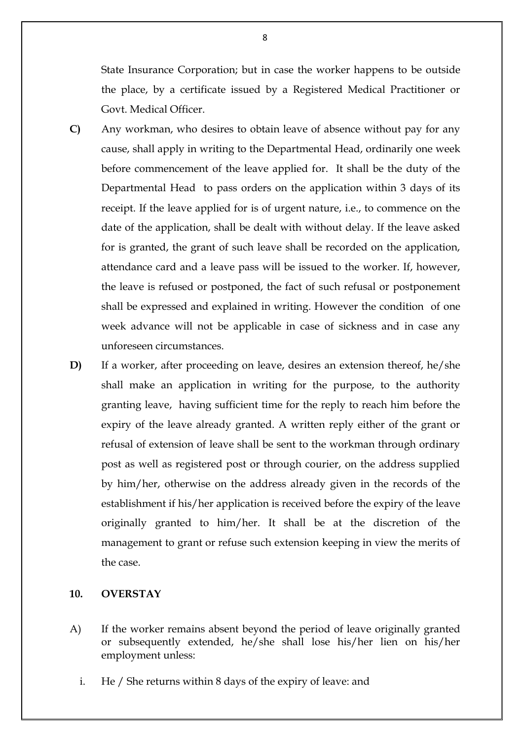State Insurance Corporation; but in case the worker happens to be outside the place, by a certificate issued by a Registered Medical Practitioner or Govt. Medical Officer.

**C)** Any workman, who desires to obtain leave of absence without pay for any cause, shall apply in writing to the Departmental Head, ordinarily one week before commencement of the leave applied for. It shall be the duty of the Departmental Head to pass orders on the application within 3 days of its receipt. If the leave applied for is of urgent nature, i.e., to commence on the date of the application, shall be dealt with without delay. If the leave asked for is granted, the grant of such leave shall be recorded on the application, attendance card and a leave pass will be issued to the worker. If, however, the leave is refused or postponed, the fact of such refusal or postponement shall be expressed and explained in writing. However the condition of one week advance will not be applicable in case of sickness and in case any unforeseen circumstances.

**D)** If a worker, after proceeding on leave, desires an extension thereof, he/she shall make an application in writing for the purpose, to the authority granting leave, having sufficient time for the reply to reach him before the expiry of the leave already granted. A written reply either of the grant or refusal of extension of leave shall be sent to the workman through ordinary post as well as registered post or through courier, on the address supplied by him/her, otherwise on the address already given in the records of the establishment if his/her application is received before the expiry of the leave originally granted to him/her. It shall be at the discretion of the management to grant or refuse such extension keeping in view the merits of the case.

## 10. OVERSTAY

A) If the worker remains absent beyond the period of leave originally granted or subsequently extended, he/she shall lose his/her lien on his/her employment unless:

i. He / She returns within 8 days of the expiry of leave: and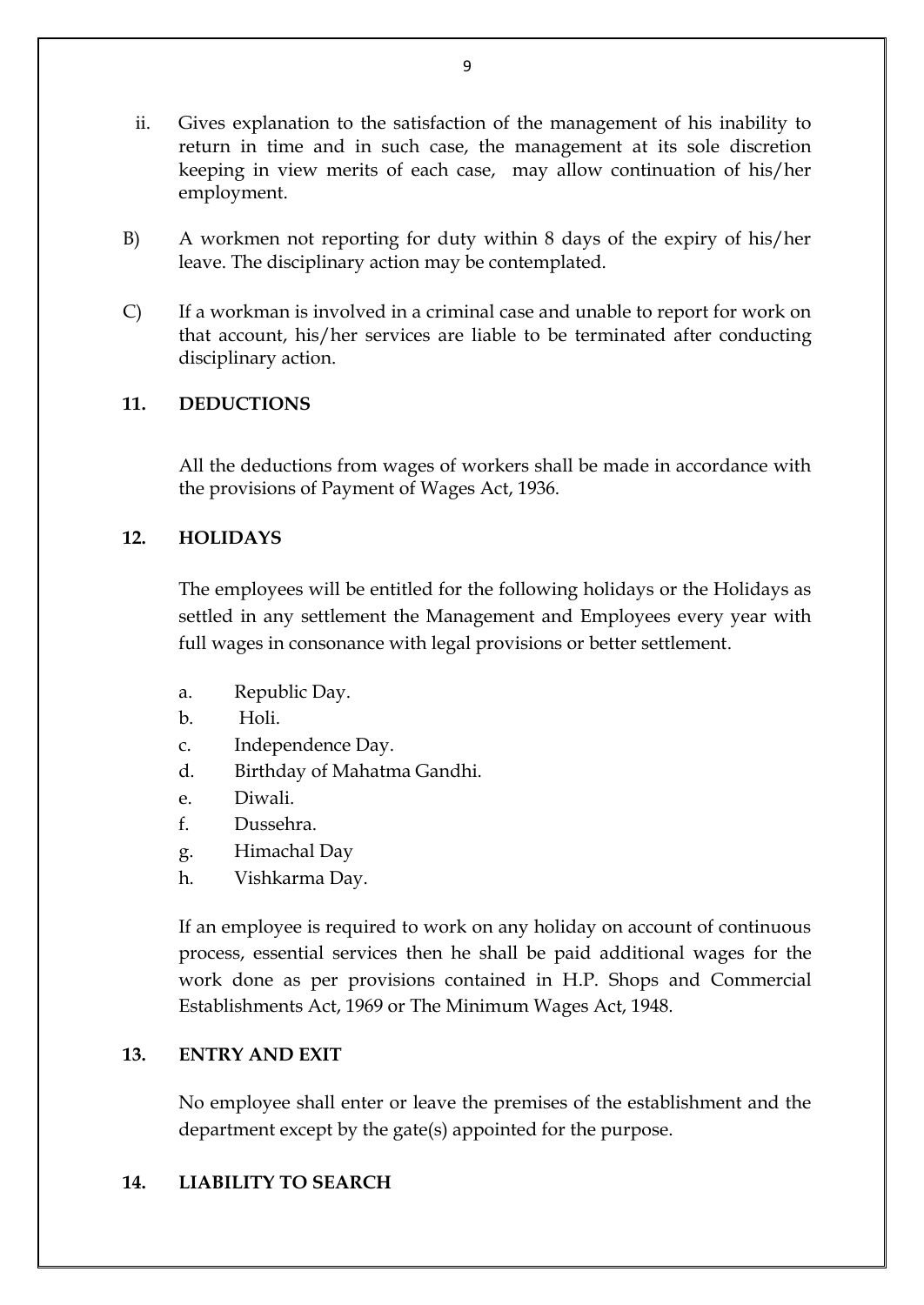ii. Gives explanation to the satisfaction of the management of his inability to return in time and in such case, the management at its sole discretion keeping in view merits of each case, may allow continuation of his/her employment.

B) A workmen not reporting for duty within 8 days of the expiry of his/her leave. The disciplinary action may be contemplated.

C) If a workman is involved in a criminal case and unable to report for work on that account, his/her services are liable to be terminated after conducting disciplinary action.

**11. DEDUCTIONS**

All the deductions from wages of workers shall be made in accordance with the provisions of Payment of Wages Act, 1936.

**12. HOLIDAYS**

The employees will be entitled for the following holidays or the Holidays as settled in any settlement the Management and Employees every year with full wages in consonance with legal provisions or better settlement.

a. Republic Day.
b. Holi.
c. Independence Day.
d. Birthday of Mahatma Gandhi.
e. Diwali.
f. Dussehra.
g. Himachal Day
h. Vishkarma Day.

If an employee is required to work on any holiday on account of continuous process, essential services then he shall be paid additional wages for the work done as per provisions contained in H.P. Shops and Commercial Establishments Act, 1969 or The Minimum Wages Act, 1948.

**13. ENTRY AND EXIT**

No employee shall enter or leave the premises of the establishment and the department except by the gate(s) appointed for the purpose.

**14. LIABILITY TO SEARCH**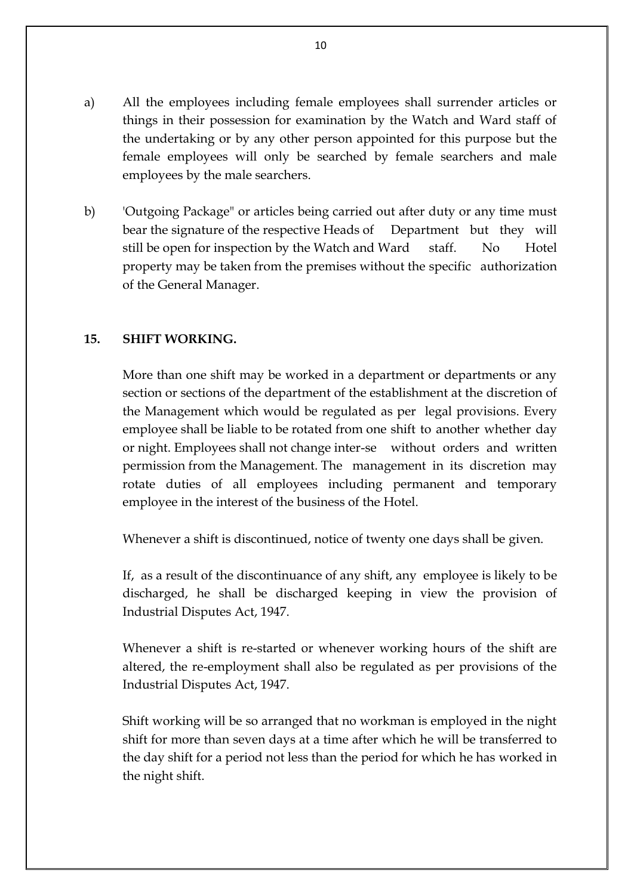a) All the employees including female employees shall surrender articles or things in their possession for examination by the Watch and Ward staff of the undertaking or by any other person appointed for this purpose but the female employees will only be searched by female searchers and male employees by the male searchers.

b) 'Outgoing Package" or articles being carried out after duty or any time must bear the signature of the respective Heads of Department but they will still be open for inspection by the Watch and Ward staff. No Hotel property may be taken from the premises without the specific authorization of the General Manager.

## 15. SHIFT WORKING.

More than one shift may be worked in a department or departments or any section or sections of the department of the establishment at the discretion of the Management which would be regulated as per legal provisions. Every employee shall be liable to be rotated from one shift to another whether day or night. Employees shall not change inter-se without orders and written permission from the Management. The management in its discretion may rotate duties of all employees including permanent and temporary employee in the interest of the business of the Hotel.

Whenever a shift is discontinued, notice of twenty one days shall be given.

If, as a result of the discontinuance of any shift, any employee is likely to be discharged, he shall be discharged keeping in view the provision of Industrial Disputes Act, 1947.

Whenever a shift is re-started or whenever working hours of the shift are altered, the re-employment shall also be regulated as per provisions of the Industrial Disputes Act, 1947.

Shift working will be so arranged that no workman is employed in the night shift for more than seven days at a time after which he will be transferred to the day shift for a period not less than the period for which he has worked in the night shift.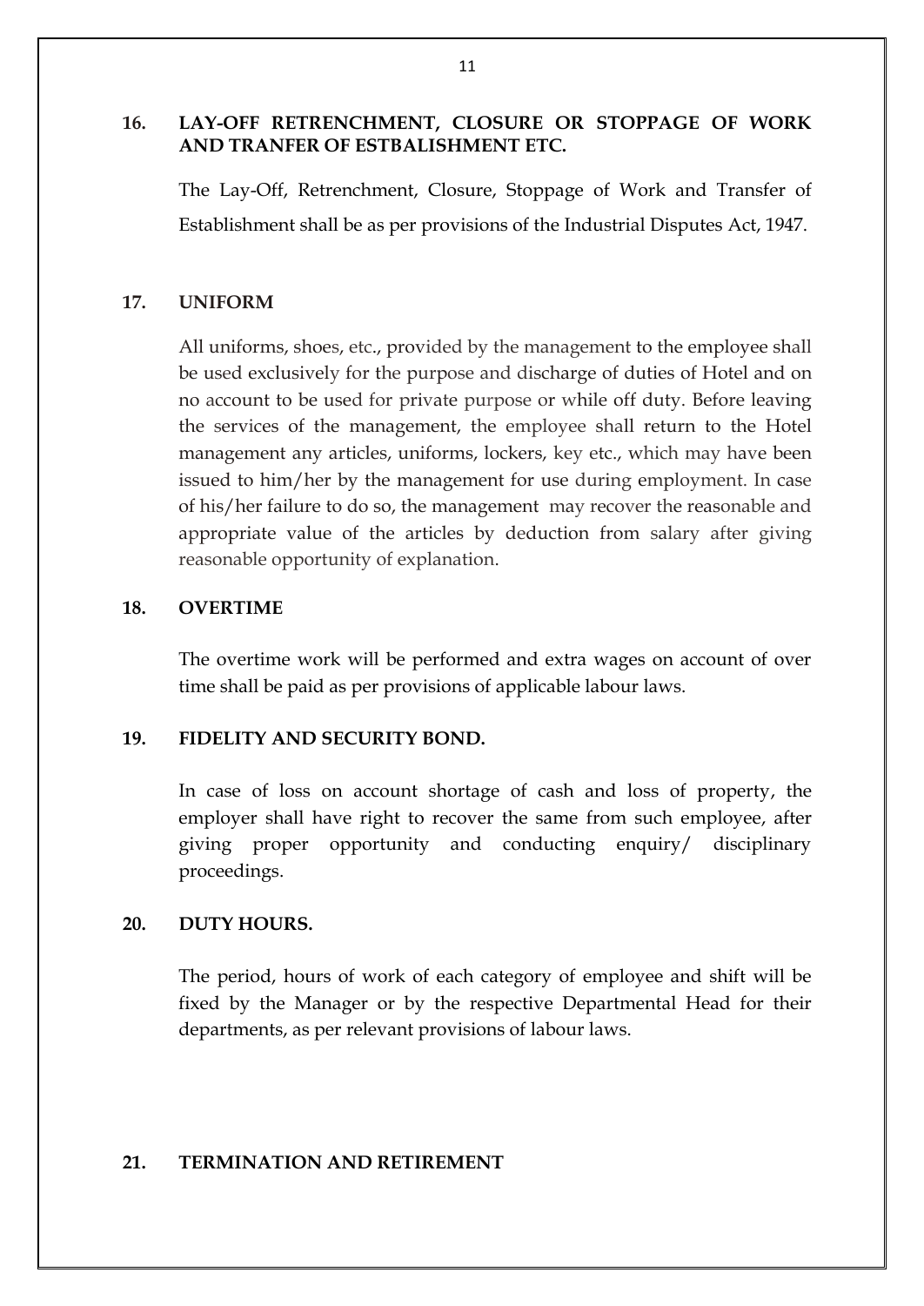## 16. LAY-OFF RETRENCHMENT, CLOSURE OR STOPPAGE OF WORK AND TRANFER OF ESTBALISHMENT ETC.

The Lay-Off, Retrenchment, Closure, Stoppage of Work and Transfer of Establishment shall be as per provisions of the Industrial Disputes Act, 1947.

## 17. UNIFORM

All uniforms, shoes, etc., provided by the management to the employee shall be used exclusively for the purpose and discharge of duties of Hotel and on no account to be used for private purpose or while off duty. Before leaving the services of the management, the employee shall return to the Hotel management any articles, uniforms, lockers, key etc., which may have been issued to him/her by the management for use during employment. In case of his/her failure to do so, the management may recover the reasonable and appropriate value of the articles by deduction from salary after giving reasonable opportunity of explanation.

## 18. OVERTIME

The overtime work will be performed and extra wages on account of over time shall be paid as per provisions of applicable labour laws.

## 19. FIDELITY AND SECURITY BOND.

In case of loss on account shortage of cash and loss of property, the employer shall have right to recover the same from such employee, after giving proper opportunity and conducting enquiry/ disciplinary proceedings.

## 20. DUTY HOURS.

The period, hours of work of each category of employee and shift will be fixed by the Manager or by the respective Departmental Head for their departments, as per relevant provisions of labour laws.

## 21. TERMINATION AND RETIREMENT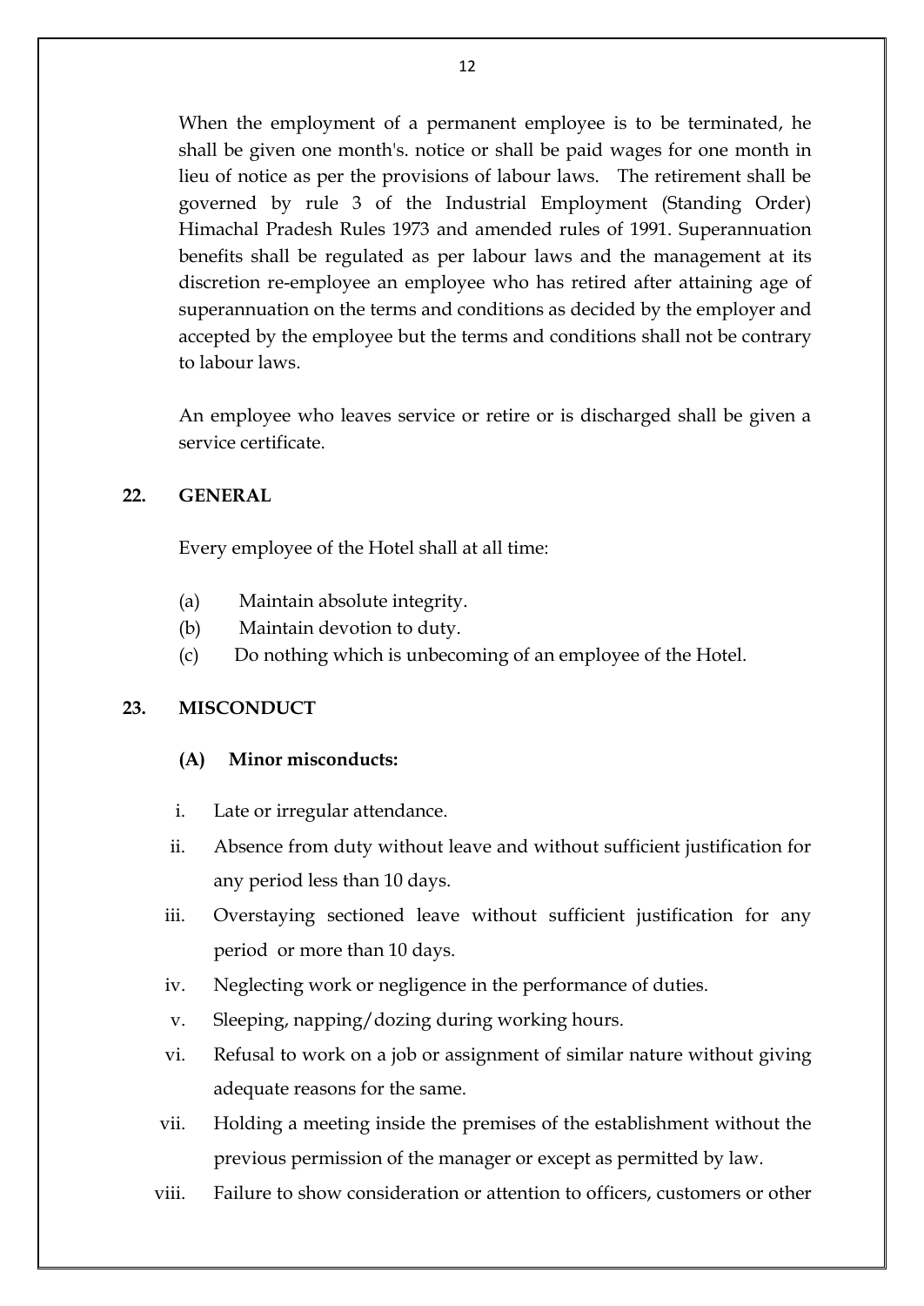When the employment of a permanent employee is to be terminated, he shall be given one month's. notice or shall be paid wages for one month in lieu of notice as per the provisions of labour laws. The retirement shall be governed by rule 3 of the Industrial Employment (Standing Order) Himachal Pradesh Rules 1973 and amended rules of 1991. Superannuation benefits shall be regulated as per labour laws and the management at its discretion re-employee an employee who has retired after attaining age of superannuation on the terms and conditions as decided by the employer and accepted by the employee but the terms and conditions shall not be contrary to labour laws.

An employee who leaves service or retire or is discharged shall be given a service certificate.

## 22. GENERAL

Every employee of the Hotel shall at all time:

(a) Maintain absolute integrity.

(b) Maintain devotion to duty.

(c) Do nothing which is unbecoming of an employee of the Hotel.

## 23. MISCONDUCT

### (A) Minor misconducts:

i. Late or irregular attendance.

ii. Absence from duty without leave and without sufficient justification for any period less than 10 days.

iii. Overstaying sectioned leave without sufficient justification for any period or more than 10 days.

iv. Neglecting work or negligence in the performance of duties.

v. Sleeping, napping/dozing during working hours.

vi. Refusal to work on a job or assignment of similar nature without giving adequate reasons for the same.

vii. Holding a meeting inside the premises of the establishment without the previous permission of the manager or except as permitted by law.

viii. Failure to show consideration or attention to officers, customers or other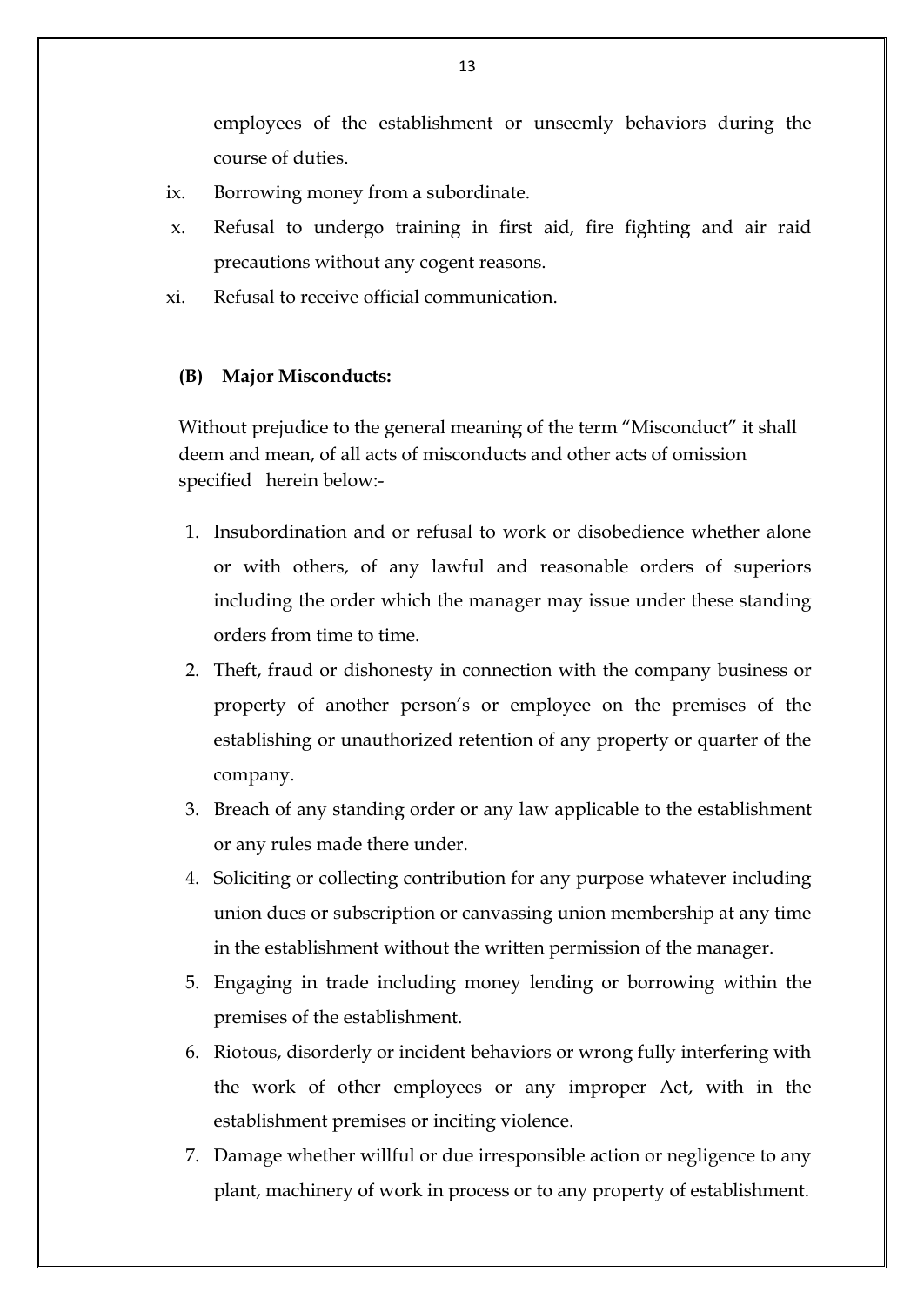employees of the establishment or unseemly behaviors during the course of duties.

ix. Borrowing money from a subordinate.

x. Refusal to undergo training in first aid, fire fighting and air raid precautions without any cogent reasons.

xi. Refusal to receive official communication.

**(B) Major Misconducts:**

Without prejudice to the general meaning of the term "Misconduct" it shall deem and mean, of all acts of misconducts and other acts of omission specified herein below:-

1. Insubordination and or refusal to work or disobedience whether alone or with others, of any lawful and reasonable orders of superiors including the order which the manager may issue under these standing orders from time to time.
2. Theft, fraud or dishonesty in connection with the company business or property of another person's or employee on the premises of the establishing or unauthorized retention of any property or quarter of the company.
3. Breach of any standing order or any law applicable to the establishment or any rules made there under.
4. Soliciting or collecting contribution for any purpose whatever including union dues or subscription or canvassing union membership at any time in the establishment without the written permission of the manager.
5. Engaging in trade including money lending or borrowing within the premises of the establishment.
6. Riotous, disorderly or incident behaviors or wrong fully interfering with the work of other employees or any improper Act, with in the establishment premises or inciting violence.
7. Damage whether willful or due irresponsible action or negligence to any plant, machinery of work in process or to any property of establishment.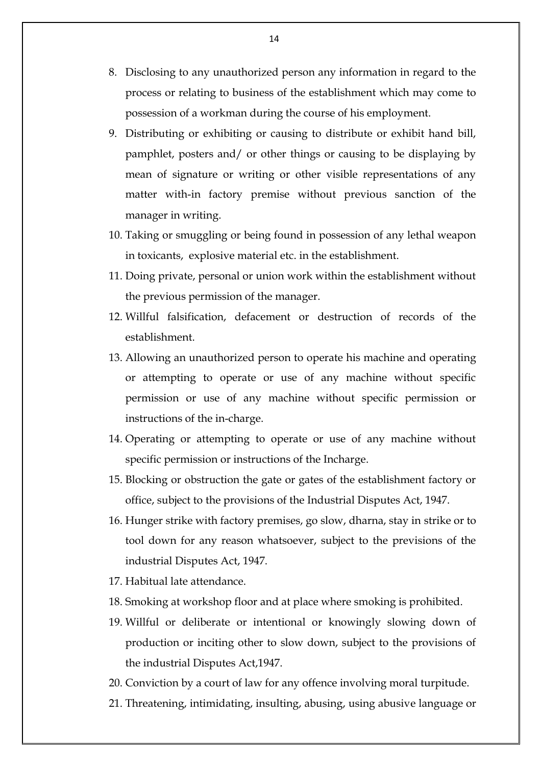8. Disclosing to any unauthorized person any information in regard to the process or relating to business of the establishment which may come to possession of a workman during the course of his employment.
9. Distributing or exhibiting or causing to distribute or exhibit hand bill, pamphlet, posters and/ or other things or causing to be displaying by mean of signature or writing or other visible representations of any matter with-in factory premise without previous sanction of the manager in writing.
10. Taking or smuggling or being found in possession of any lethal weapon in toxicants, explosive material etc. in the establishment.
11. Doing private, personal or union work within the establishment without the previous permission of the manager.
12. Willful falsification, defacement or destruction of records of the establishment.
13. Allowing an unauthorized person to operate his machine and operating or attempting to operate or use of any machine without specific permission or use of any machine without specific permission or instructions of the in-charge.
14. Operating or attempting to operate or use of any machine without specific permission or instructions of the Incharge.
15. Blocking or obstruction the gate or gates of the establishment factory or office, subject to the provisions of the Industrial Disputes Act, 1947.
16. Hunger strike with factory premises, go slow, dharna, stay in strike or to tool down for any reason whatsoever, subject to the previsions of the industrial Disputes Act, 1947.
17. Habitual late attendance.
18. Smoking at workshop floor and at place where smoking is prohibited.
19. Willful or deliberate or intentional or knowingly slowing down of production or inciting other to slow down, subject to the provisions of the industrial Disputes Act,1947.
20. Conviction by a court of law for any offence involving moral turpitude.
21. Threatening, intimidating, insulting, abusing, using abusive language or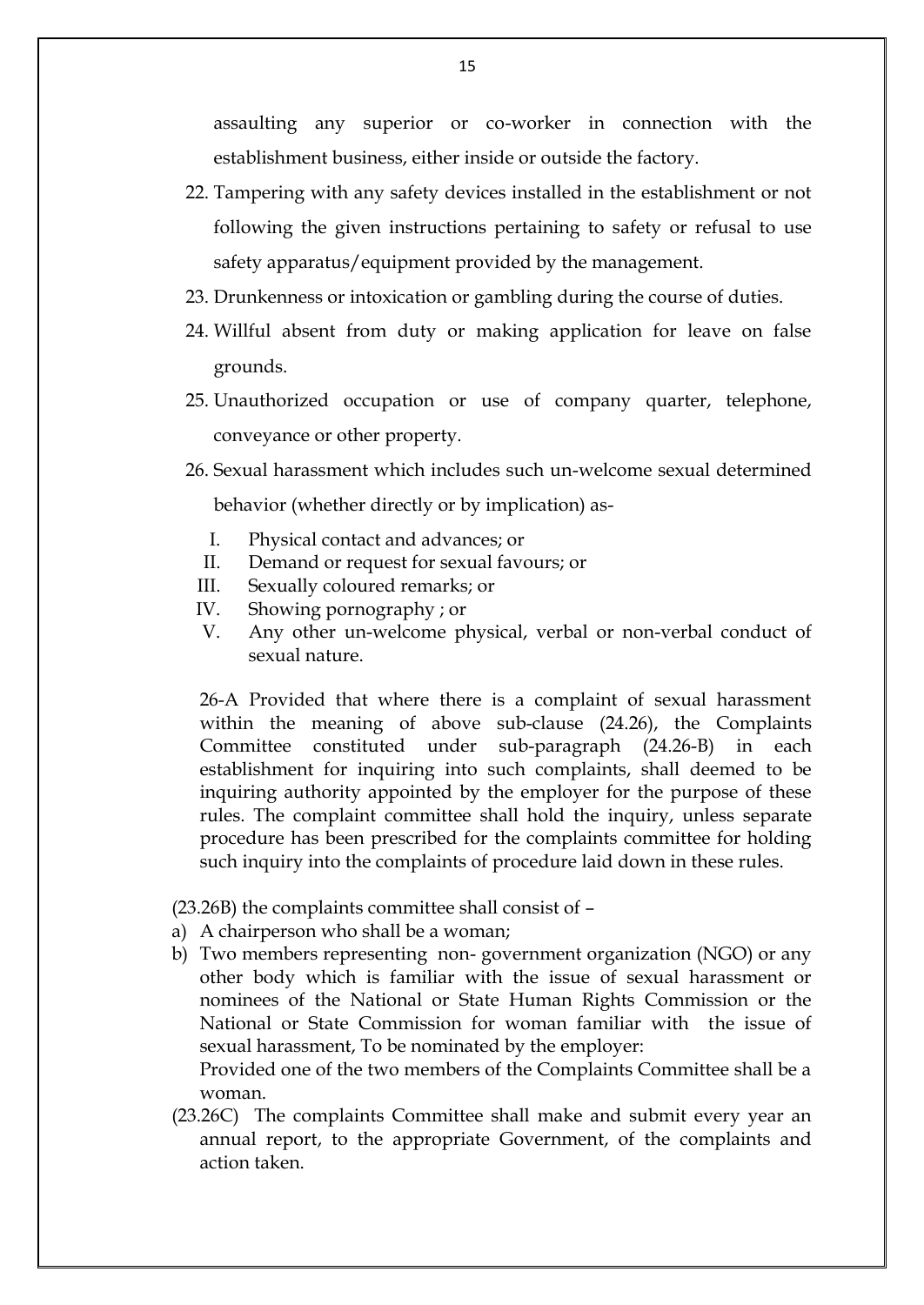assaulting any superior or co-worker in connection with the establishment business, either inside or outside the factory.

22. Tampering with any safety devices installed in the establishment or not following the given instructions pertaining to safety or refusal to use safety apparatus/equipment provided by the management.
23. Drunkenness or intoxication or gambling during the course of duties.
24. Willful absent from duty or making application for leave on false grounds.
25. Unauthorized occupation or use of company quarter, telephone, conveyance or other property.
26. Sexual harassment which includes such un-welcome sexual determined behavior (whether directly or by implication) as-
    - I. Physical contact and advances; or
    - II. Demand or request for sexual favours; or
    - III. Sexually coloured remarks; or
    - IV. Showing pornography ; or
    - V. Any other un-welcome physical, verbal or non-verbal conduct of sexual nature.

    26-A Provided that where there is a complaint of sexual harassment within the meaning of above sub-clause (24.26), the Complaints Committee constituted under sub-paragraph (24.26-B) in each establishment for inquiring into such complaints, shall deemed to be inquiring authority appointed by the employer for the purpose of these rules. The complaint committee shall hold the inquiry, unless separate procedure has been prescribed for the complaints committee for holding such inquiry into the complaints of procedure laid down in these rules.

(23.26B) the complaints committee shall consist of –

a) A chairperson who shall be a woman;
b) Two members representing non- government organization (NGO) or any other body which is familiar with the issue of sexual harassment or nominees of the National or State Human Rights Commission or the National or State Commission for woman familiar with the issue of sexual harassment, To be nominated by the employer:
   Provided one of the two members of the Complaints Committee shall be a woman.

(23.26C) The complaints Committee shall make and submit every year an annual report, to the appropriate Government, of the complaints and action taken.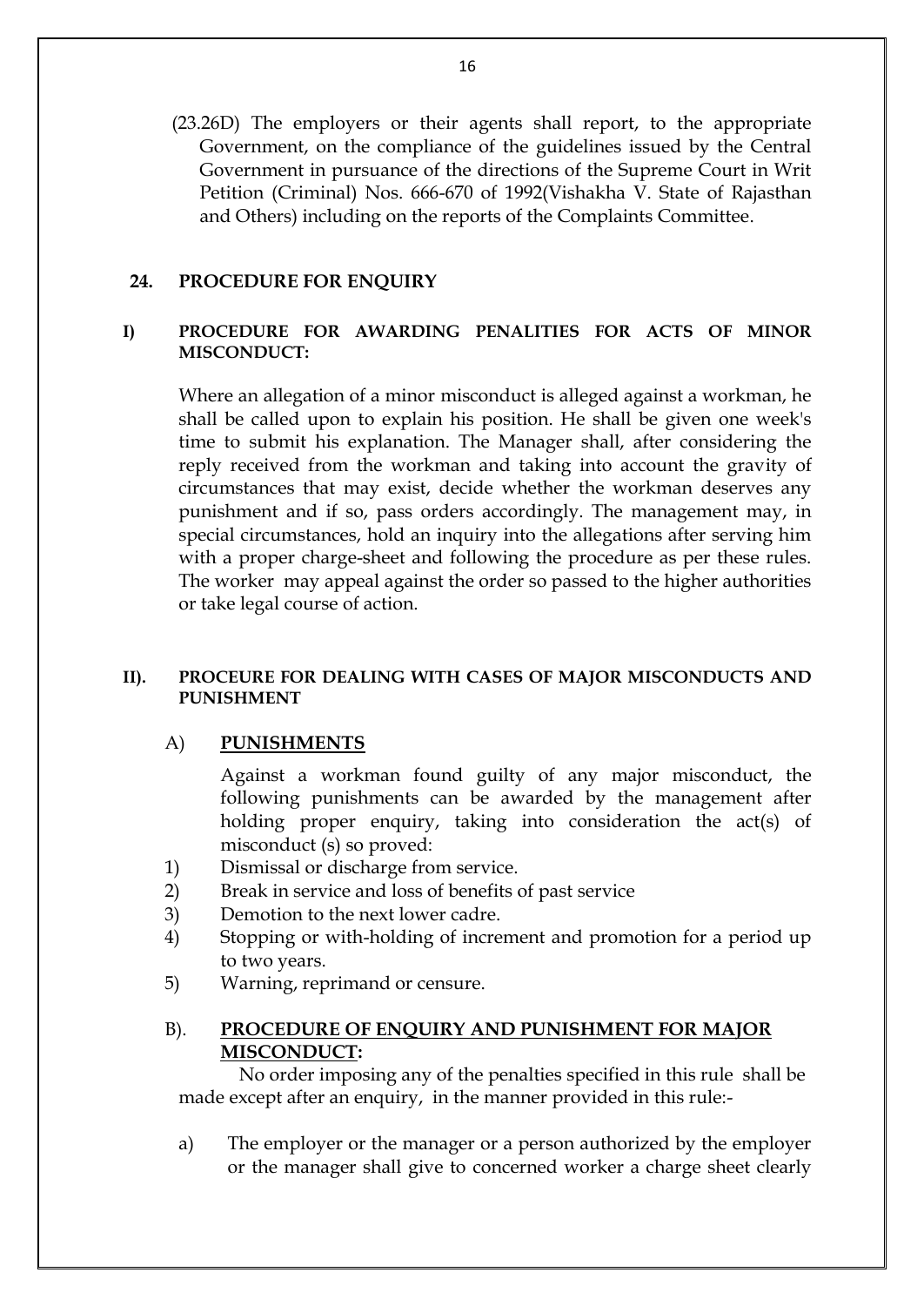(23.26D) The employers or their agents shall report, to the appropriate Government, on the compliance of the guidelines issued by the Central Government in pursuance of the directions of the Supreme Court in Writ Petition (Criminal) Nos. 666-670 of 1992(Vishakha V. State of Rajasthan and Others) including on the reports of the Complaints Committee.

## 24. PROCEDURE FOR ENQUIRY

### I) PROCEDURE FOR AWARDING PENALITIES FOR ACTS OF MINOR MISCONDUCT:

Where an allegation of a minor misconduct is alleged against a workman, he shall be called upon to explain his position. He shall be given one week's time to submit his explanation. The Manager shall, after considering the reply received from the workman and taking into account the gravity of circumstances that may exist, decide whether the workman deserves any punishment and if so, pass orders accordingly. The management may, in special circumstances, hold an inquiry into the allegations after serving him with a proper charge-sheet and following the procedure as per these rules. The worker may appeal against the order so passed to the higher authorities or take legal course of action.

### II). PROCEURE FOR DEALING WITH CASES OF MAJOR MISCONDUCTS AND PUNISHMENT

#### A) PUNISHMENTS

Against a workman found guilty of any major misconduct, the following punishments can be awarded by the management after holding proper enquiry, taking into consideration the act(s) of misconduct (s) so proved:

1) Dismissal or discharge from service.
2) Break in service and loss of benefits of past service
3) Demotion to the next lower cadre.
4) Stopping or with-holding of increment and promotion for a period up to two years.
5) Warning, reprimand or censure.

#### B). PROCEDURE OF ENQUIRY AND PUNISHMENT FOR MAJOR MISCONDUCT:

No order imposing any of the penalties specified in this rule shall be made except after an enquiry, in the manner provided in this rule:-

a) The employer or the manager or a person authorized by the employer or the manager shall give to concerned worker a charge sheet clearly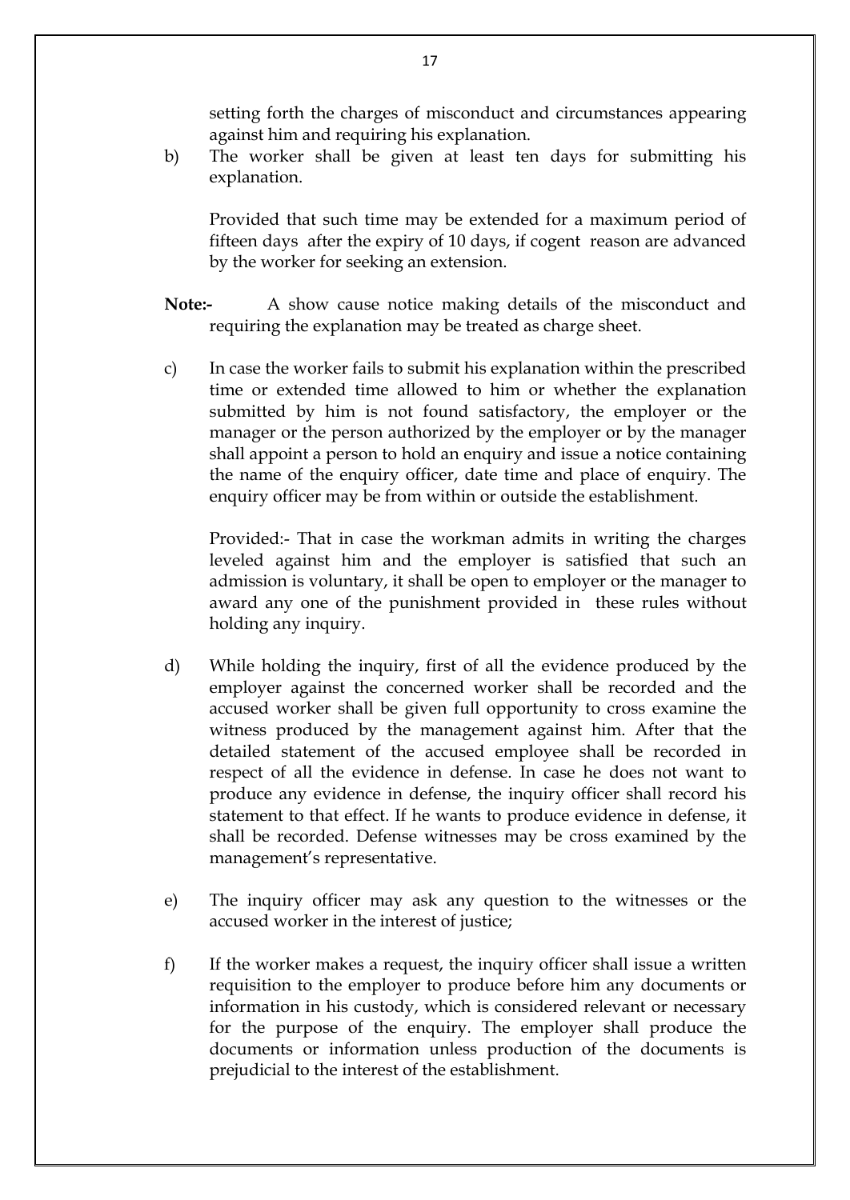setting forth the charges of misconduct and circumstances appearing against him and requiring his explanation.

b) The worker shall be given at least ten days for submitting his explanation.

Provided that such time may be extended for a maximum period of fifteen days after the expiry of 10 days, if cogent reason are advanced by the worker for seeking an extension.

**Note:-** A show cause notice making details of the misconduct and requiring the explanation may be treated as charge sheet.

c) In case the worker fails to submit his explanation within the prescribed time or extended time allowed to him or whether the explanation submitted by him is not found satisfactory, the employer or the manager or the person authorized by the employer or by the manager shall appoint a person to hold an enquiry and issue a notice containing the name of the enquiry officer, date time and place of enquiry. The enquiry officer may be from within or outside the establishment.

Provided:- That in case the workman admits in writing the charges leveled against him and the employer is satisfied that such an admission is voluntary, it shall be open to employer or the manager to award any one of the punishment provided in these rules without holding any inquiry.

d) While holding the inquiry, first of all the evidence produced by the employer against the concerned worker shall be recorded and the accused worker shall be given full opportunity to cross examine the witness produced by the management against him. After that the detailed statement of the accused employee shall be recorded in respect of all the evidence in defense. In case he does not want to produce any evidence in defense, the inquiry officer shall record his statement to that effect. If he wants to produce evidence in defense, it shall be recorded. Defense witnesses may be cross examined by the management's representative.

e) The inquiry officer may ask any question to the witnesses or the accused worker in the interest of justice;

f) If the worker makes a request, the inquiry officer shall issue a written requisition to the employer to produce before him any documents or information in his custody, which is considered relevant or necessary for the purpose of the enquiry. The employer shall produce the documents or information unless production of the documents is prejudicial to the interest of the establishment.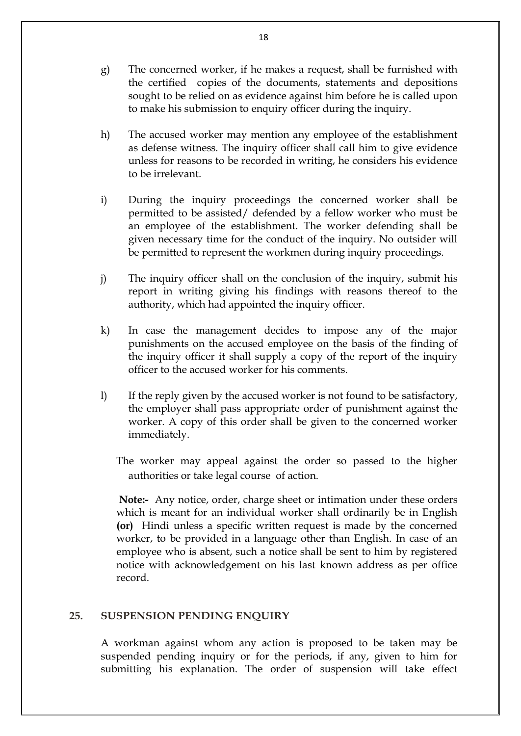g) The concerned worker, if he makes a request, shall be furnished with the certified copies of the documents, statements and depositions sought to be relied on as evidence against him before he is called upon to make his submission to enquiry officer during the inquiry.

h) The accused worker may mention any employee of the establishment as defense witness. The inquiry officer shall call him to give evidence unless for reasons to be recorded in writing, he considers his evidence to be irrelevant.

i) During the inquiry proceedings the concerned worker shall be permitted to be assisted/ defended by a fellow worker who must be an employee of the establishment. The worker defending shall be given necessary time for the conduct of the inquiry. No outsider will be permitted to represent the workmen during inquiry proceedings.

j) The inquiry officer shall on the conclusion of the inquiry, submit his report in writing giving his findings with reasons thereof to the authority, which had appointed the inquiry officer.

k) In case the management decides to impose any of the major punishments on the accused employee on the basis of the finding of the inquiry officer it shall supply a copy of the report of the inquiry officer to the accused worker for his comments.

l) If the reply given by the accused worker is not found to be satisfactory, the employer shall pass appropriate order of punishment against the worker. A copy of this order shall be given to the concerned worker immediately.

The worker may appeal against the order so passed to the higher authorities or take legal course of action.

**Note:-** Any notice, order, charge sheet or intimation under these orders which is meant for an individual worker shall ordinarily be in English **(or)** Hindi unless a specific written request is made by the concerned worker, to be provided in a language other than English. In case of an employee who is absent, such a notice shall be sent to him by registered notice with acknowledgement on his last known address as per office record.

## 25. SUSPENSION PENDING ENQUIRY

A workman against whom any action is proposed to be taken may be suspended pending inquiry or for the periods, if any, given to him for submitting his explanation. The order of suspension will take effect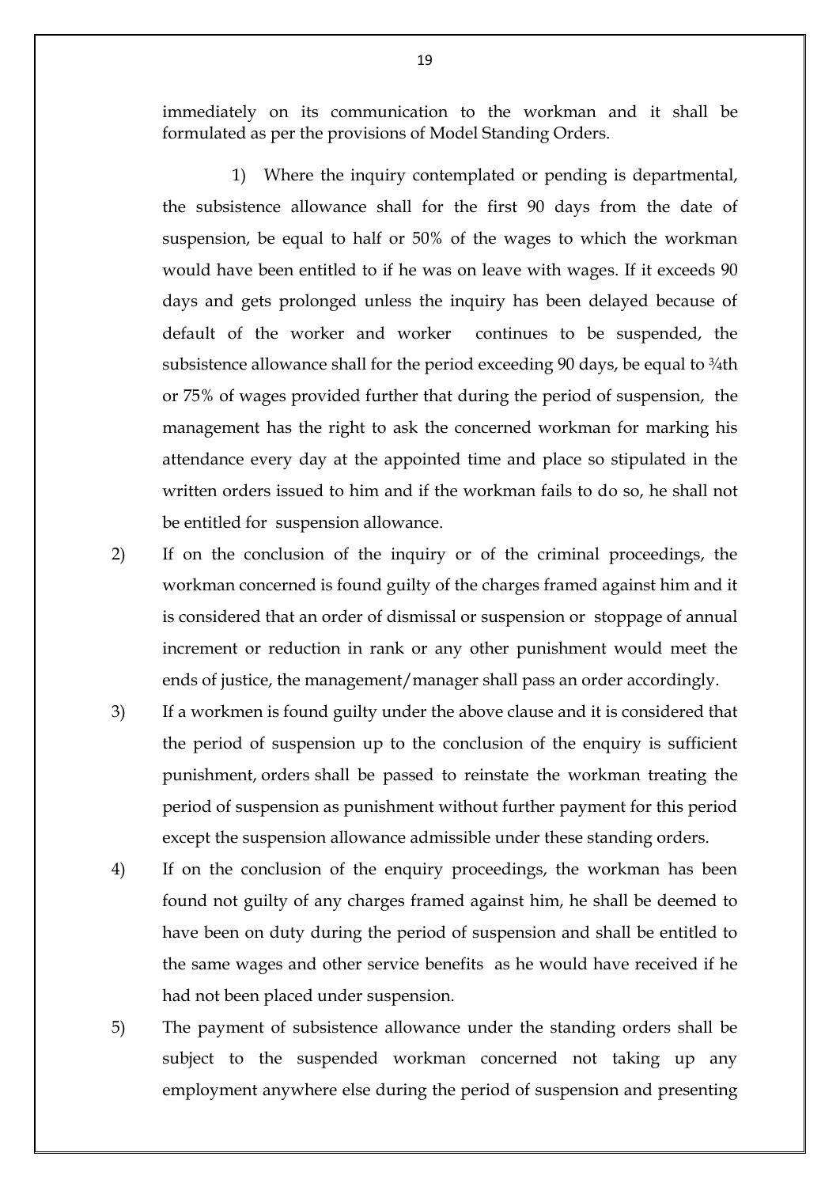immediately on its communication to the workman and it shall be formulated as per the provisions of Model Standing Orders.

1) Where the inquiry contemplated or pending is departmental, the subsistence allowance shall for the first 90 days from the date of suspension, be equal to half or 50% of the wages to which the workman would have been entitled to if he was on leave with wages. If it exceeds 90 days and gets prolonged unless the inquiry has been delayed because of default of the worker and worker continues to be suspended, the subsistence allowance shall for the period exceeding 90 days, be equal to ¾th or 75% of wages provided further that during the period of suspension, the management has the right to ask the concerned workman for marking his attendance every day at the appointed time and place so stipulated in the written orders issued to him and if the workman fails to do so, he shall not be entitled for suspension allowance.

2) If on the conclusion of the inquiry or of the criminal proceedings, the workman concerned is found guilty of the charges framed against him and it is considered that an order of dismissal or suspension or stoppage of annual increment or reduction in rank or any other punishment would meet the ends of justice, the management/manager shall pass an order accordingly.

3) If a workmen is found guilty under the above clause and it is considered that the period of suspension up to the conclusion of the enquiry is sufficient punishment, orders shall be passed to reinstate the workman treating the period of suspension as punishment without further payment for this period except the suspension allowance admissible under these standing orders.

4) If on the conclusion of the enquiry proceedings, the workman has been found not guilty of any charges framed against him, he shall be deemed to have been on duty during the period of suspension and shall be entitled to the same wages and other service benefits as he would have received if he had not been placed under suspension.

5) The payment of subsistence allowance under the standing orders shall be subject to the suspended workman concerned not taking up any employment anywhere else during the period of suspension and presenting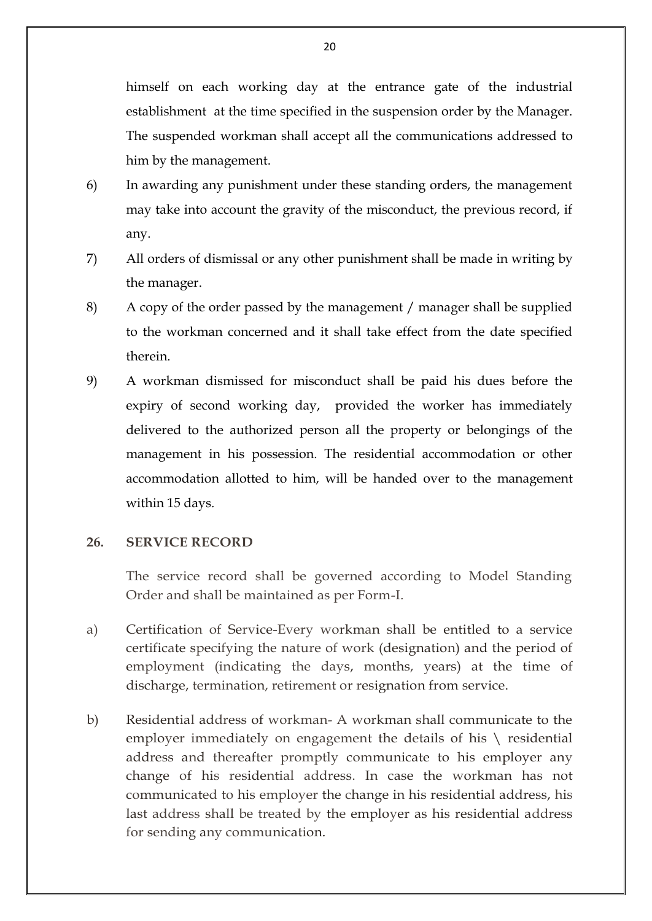himself on each working day at the entrance gate of the industrial establishment at the time specified in the suspension order by the Manager. The suspended workman shall accept all the communications addressed to him by the management.

6) In awarding any punishment under these standing orders, the management may take into account the gravity of the misconduct, the previous record, if any.

7) All orders of dismissal or any other punishment shall be made in writing by the manager.

8) A copy of the order passed by the management / manager shall be supplied to the workman concerned and it shall take effect from the date specified therein.

9) A workman dismissed for misconduct shall be paid his dues before the expiry of second working day, provided the worker has immediately delivered to the authorized person all the property or belongings of the management in his possession. The residential accommodation or other accommodation allotted to him, will be handed over to the management within 15 days.

**26. SERVICE RECORD**

The service record shall be governed according to Model Standing Order and shall be maintained as per Form-I.

a) Certification of Service-Every workman shall be entitled to a service certificate specifying the nature of work (designation) and the period of employment (indicating the days, months, years) at the time of discharge, termination, retirement or resignation from service.

b) Residential address of workman- A workman shall communicate to the employer immediately on engagement the details of his \ residential address and thereafter promptly communicate to his employer any change of his residential address. In case the workman has not communicated to his employer the change in his residential address, his last address shall be treated by the employer as his residential address for sending any communication.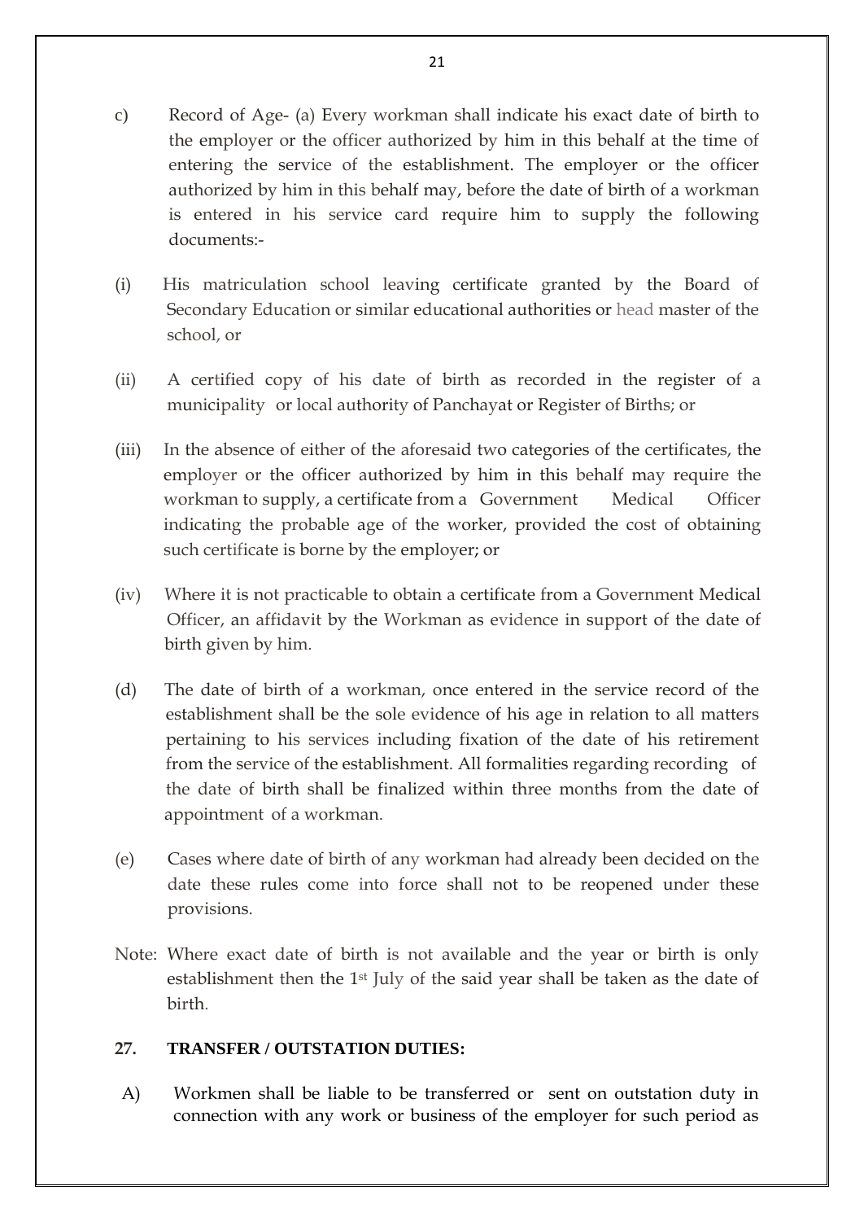c) Record of Age- (a) Every workman shall indicate his exact date of birth to the employer or the officer authorized by him in this behalf at the time of entering the service of the establishment. The employer or the officer authorized by him in this behalf may, before the date of birth of a workman is entered in his service card require him to supply the following documents:-

(i) His matriculation school leaving certificate granted by the Board of Secondary Education or similar educational authorities or head master of the school, or

(ii) A certified copy of his date of birth as recorded in the register of a municipality or local authority of Panchayat or Register of Births; or

(iii) In the absence of either of the aforesaid two categories of the certificates, the employer or the officer authorized by him in this behalf may require the workman to supply, a certificate from a Government Medical Officer indicating the probable age of the worker, provided the cost of obtaining such certificate is borne by the employer; or

(iv) Where it is not practicable to obtain a certificate from a Government Medical Officer, an affidavit by the Workman as evidence in support of the date of birth given by him.

(d) The date of birth of a workman, once entered in the service record of the establishment shall be the sole evidence of his age in relation to all matters pertaining to his services including fixation of the date of his retirement from the service of the establishment. All formalities regarding recording of the date of birth shall be finalized within three months from the date of appointment of a workman.

(e) Cases where date of birth of any workman had already been decided on the date these rules come into force shall not to be reopened under these provisions.

Note: Where exact date of birth is not available and the year or birth is only establishment then the 1st July of the said year shall be taken as the date of birth.

**27. TRANSFER / OUTSTATION DUTIES:**

A) Workmen shall be liable to be transferred or sent on outstation duty in connection with any work or business of the employer for such period as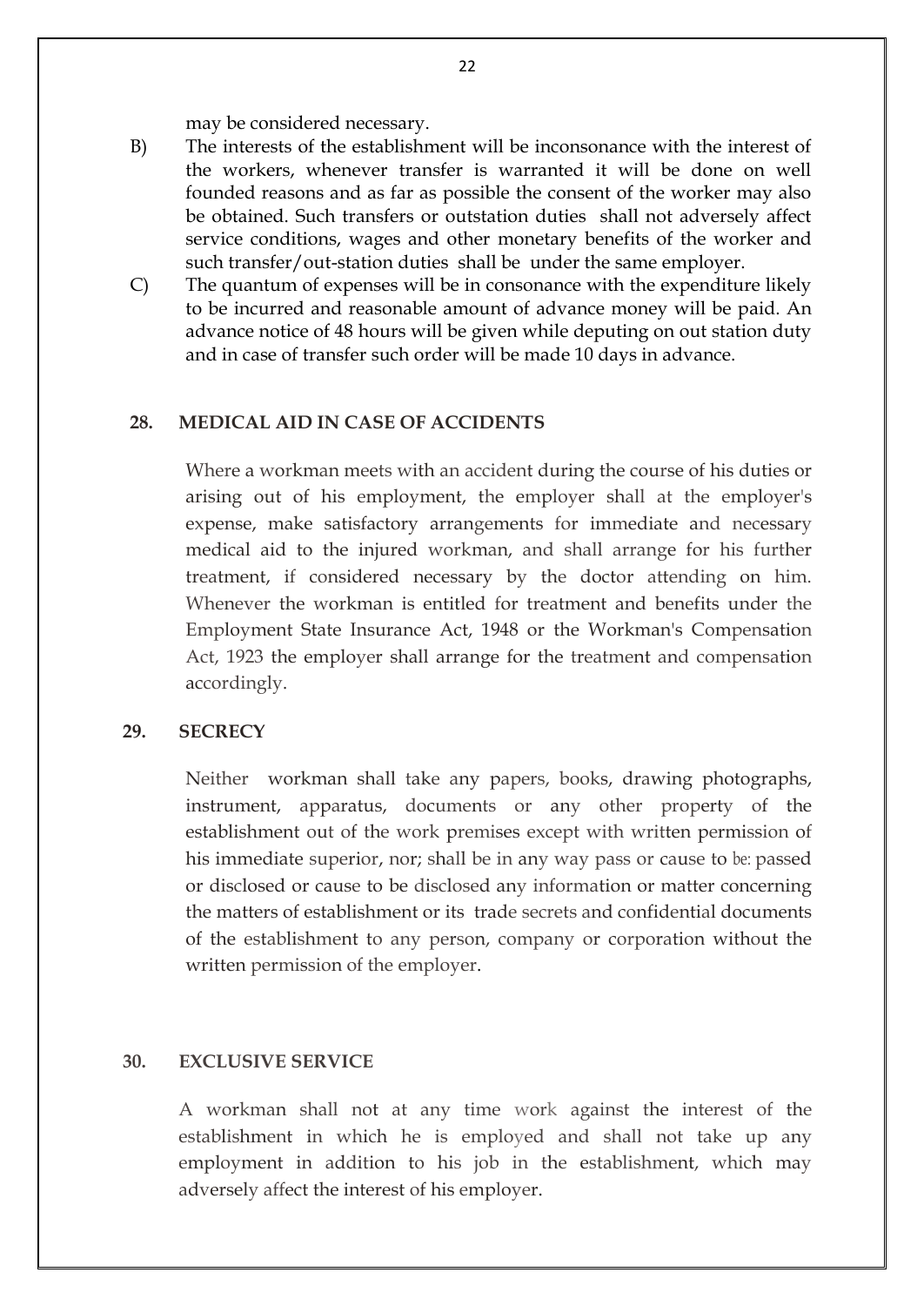may be considered necessary.

B) The interests of the establishment will be inconsonance with the interest of the workers, whenever transfer is warranted it will be done on well founded reasons and as far as possible the consent of the worker may also be obtained. Such transfers or outstation duties shall not adversely affect service conditions, wages and other monetary benefits of the worker and such transfer/out-station duties shall be under the same employer.

C) The quantum of expenses will be in consonance with the expenditure likely to be incurred and reasonable amount of advance money will be paid. An advance notice of 48 hours will be given while deputing on out station duty and in case of transfer such order will be made 10 days in advance.

## 28. MEDICAL AID IN CASE OF ACCIDENTS

Where a workman meets with an accident during the course of his duties or arising out of his employment, the employer shall at the employer's expense, make satisfactory arrangements for immediate and necessary medical aid to the injured workman, and shall arrange for his further treatment, if considered necessary by the doctor attending on him. Whenever the workman is entitled for treatment and benefits under the Employment State Insurance Act, 1948 or the Workman's Compensation Act, 1923 the employer shall arrange for the treatment and compensation accordingly.

## 29. SECRECY

Neither workman shall take any papers, books, drawing photographs, instrument, apparatus, documents or any other property of the establishment out of the work premises except with written permission of his immediate superior, nor; shall be in any way pass or cause to be: passed or disclosed or cause to be disclosed any information or matter concerning the matters of establishment or its trade secrets and confidential documents of the establishment to any person, company or corporation without the written permission of the employer.

## 30. EXCLUSIVE SERVICE

A workman shall not at any time work against the interest of the establishment in which he is employed and shall not take up any employment in addition to his job in the establishment, which may adversely affect the interest of his employer.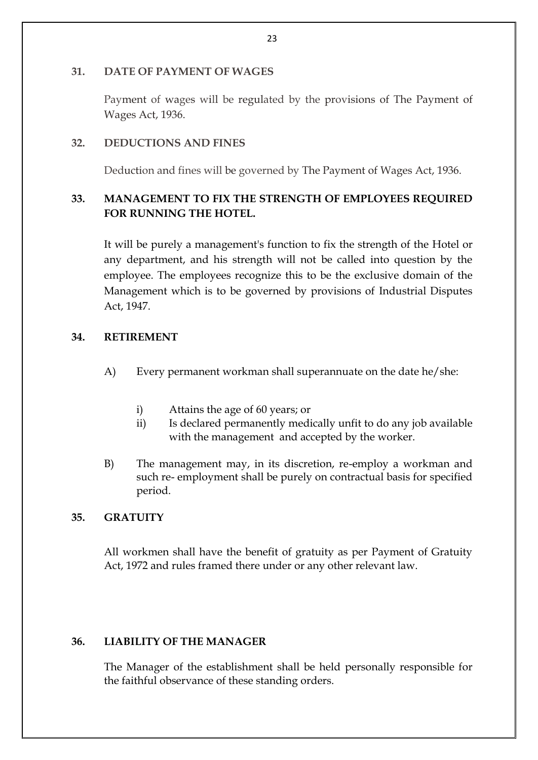## 31. DATE OF PAYMENT OF WAGES

Payment of wages will be regulated by the provisions of The Payment of Wages Act, 1936.

## 32. DEDUCTIONS AND FINES

Deduction and fines will be governed by The Payment of Wages Act, 1936.

## 33. MANAGEMENT TO FIX THE STRENGTH OF EMPLOYEES REQUIRED FOR RUNNING THE HOTEL.

It will be purely a management's function to fix the strength of the Hotel or any department, and his strength will not be called into question by the employee. The employees recognize this to be the exclusive domain of the Management which is to be governed by provisions of Industrial Disputes Act, 1947.

## 34. RETIREMENT

A) Every permanent workman shall superannuate on the date he/she:

   i) Attains the age of 60 years; or
   ii) Is declared permanently medically unfit to do any job available with the management and accepted by the worker.

B) The management may, in its discretion, re-employ a workman and such re- employment shall be purely on contractual basis for specified period.

## 35. GRATUITY

All workmen shall have the benefit of gratuity as per Payment of Gratuity Act, 1972 and rules framed there under or any other relevant law.

## 36. LIABILITY OF THE MANAGER

The Manager of the establishment shall be held personally responsible for the faithful observance of these standing orders.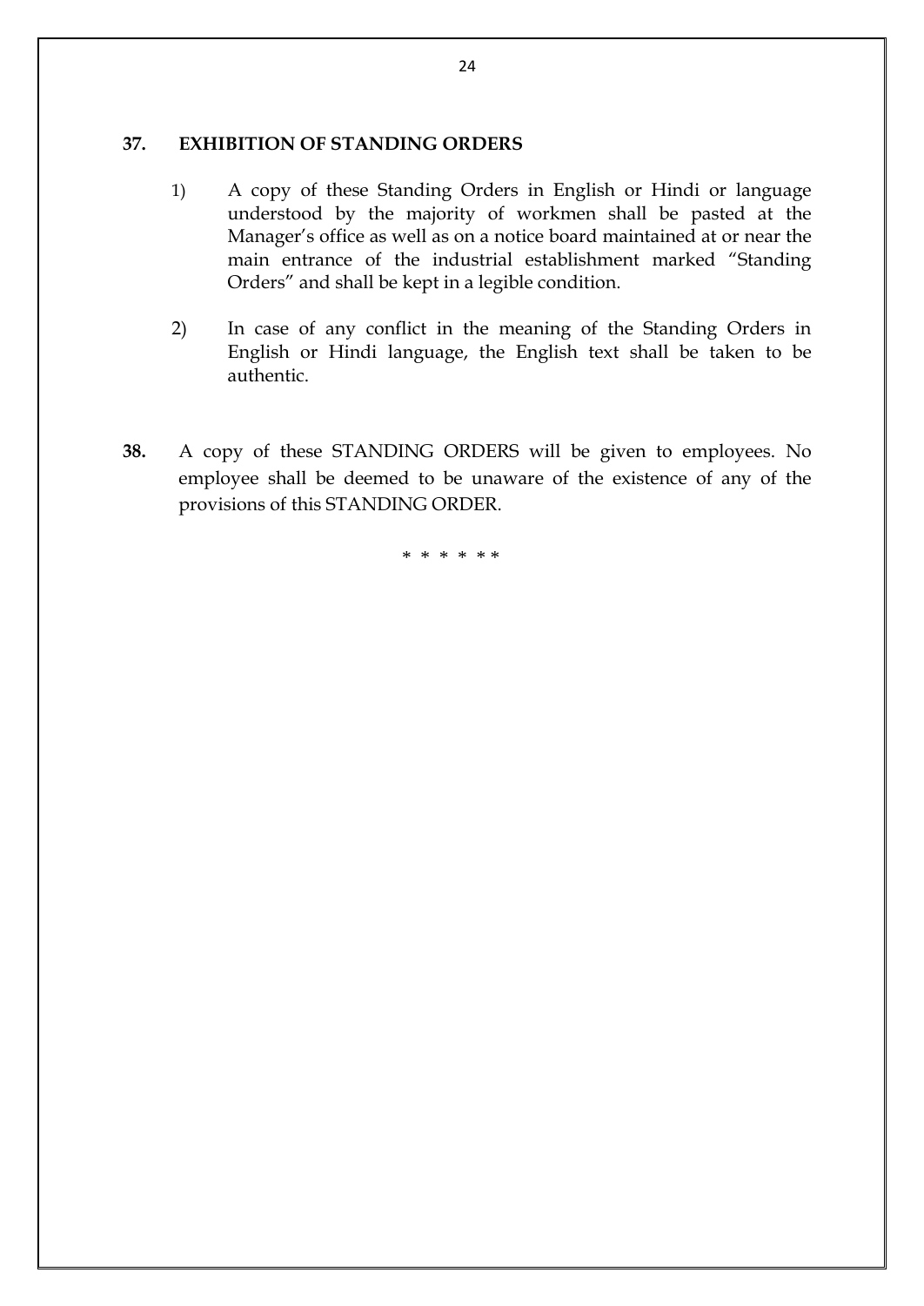## 37. EXHIBITION OF STANDING ORDERS

1) A copy of these Standing Orders in English or Hindi or language understood by the majority of workmen shall be pasted at the Manager's office as well as on a notice board maintained at or near the main entrance of the industrial establishment marked "Standing Orders" and shall be kept in a legible condition.

2) In case of any conflict in the meaning of the Standing Orders in English or Hindi language, the English text shall be taken to be authentic.

**38.** A copy of these STANDING ORDERS will be given to employees. No employee shall be deemed to be unaware of the existence of any of the provisions of this STANDING ORDER.

\* \* \* \* \* \*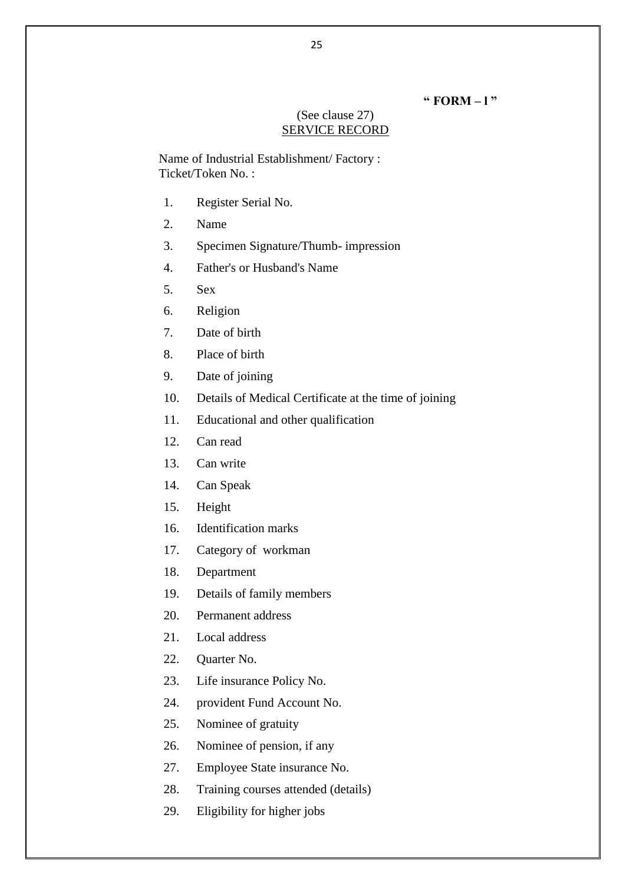**" FORM – I "**

(See clause 27)

## SERVICE RECORD

Name of Industrial Establishment/ Factory :
Ticket/Token No. :

1. Register Serial No.
2. Name
3. Specimen Signature/Thumb- impression
4. Father's or Husband's Name
5. Sex
6. Religion
7. Date of birth
8. Place of birth
9. Date of joining
10. Details of Medical Certificate at the time of joining
11. Educational and other qualification
12. Can read
13. Can write
14. Can Speak
15. Height
16. Identification marks
17. Category of workman
18. Department
19. Details of family members
20. Permanent address
21. Local address
22. Quarter No.
23. Life insurance Policy No.
24. provident Fund Account No.
25. Nominee of gratuity
26. Nominee of pension, if any
27. Employee State insurance No.
28. Training courses attended (details)
29. Eligibility for higher jobs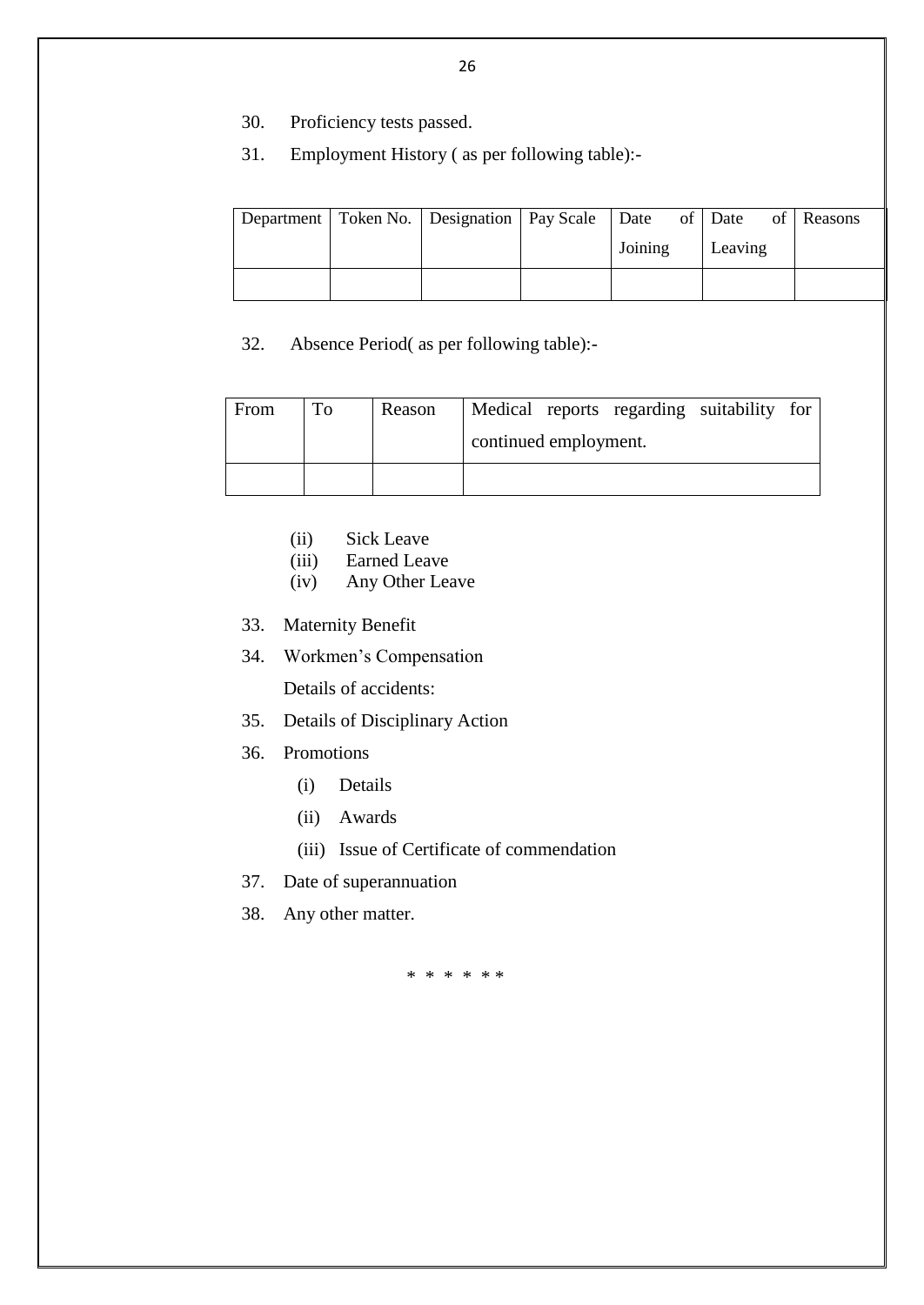30. Proficiency tests passed.

31. Employment History ( as per following table):-

| Department | Token No. | Designation | Pay Scale | Date of Joining | Date of Leaving | Reasons |
|---|---|---|---|---|---|---|
| | | | | | | |

32. Absence Period( as per following table):-

| From | To | Reason | Medical reports regarding suitability for continued employment. |
|---|---|---|---|
| | | | |

(ii) Sick Leave
(iii) Earned Leave
(iv) Any Other Leave

33. Maternity Benefit

34. Workmen's Compensation

    Details of accidents:

35. Details of Disciplinary Action

36. Promotions

    (i) Details

    (ii) Awards

    (iii) Issue of Certificate of commendation

37. Date of superannuation

38. Any other matter.

* * * * * *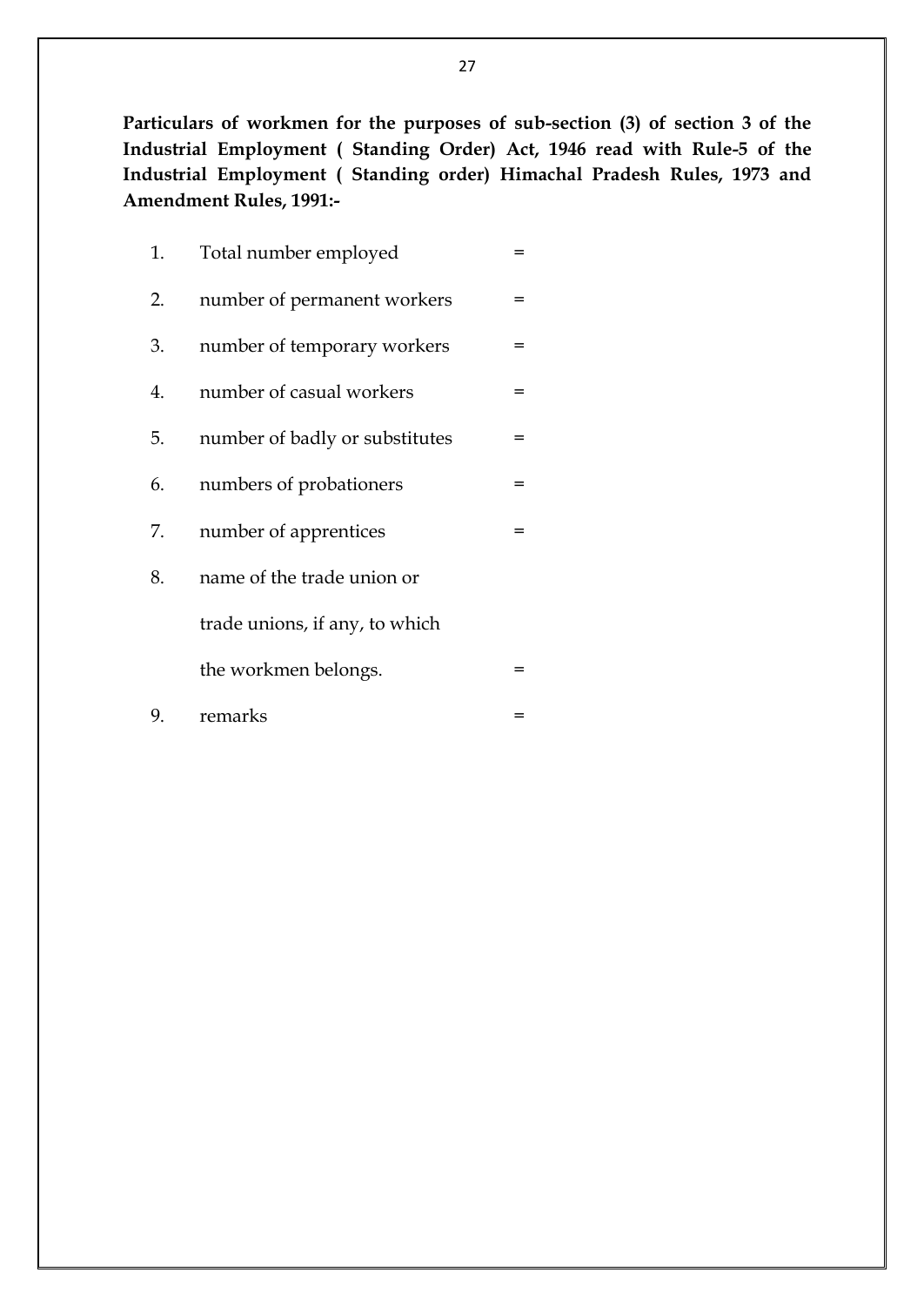**Particulars of workmen for the purposes of sub-section (3) of section 3 of the Industrial Employment ( Standing Order) Act, 1946 read with Rule-5 of the Industrial Employment ( Standing order) Himachal Pradesh Rules, 1973 and Amendment Rules, 1991:-**

1. Total number employed =
2. number of permanent workers =
3. number of temporary workers =
4. number of casual workers =
5. number of badly or substitutes =
6. numbers of probationers =
7. number of apprentices =
8. name of the trade union or trade unions, if any, to which the workmen belongs. =
9. remarks =